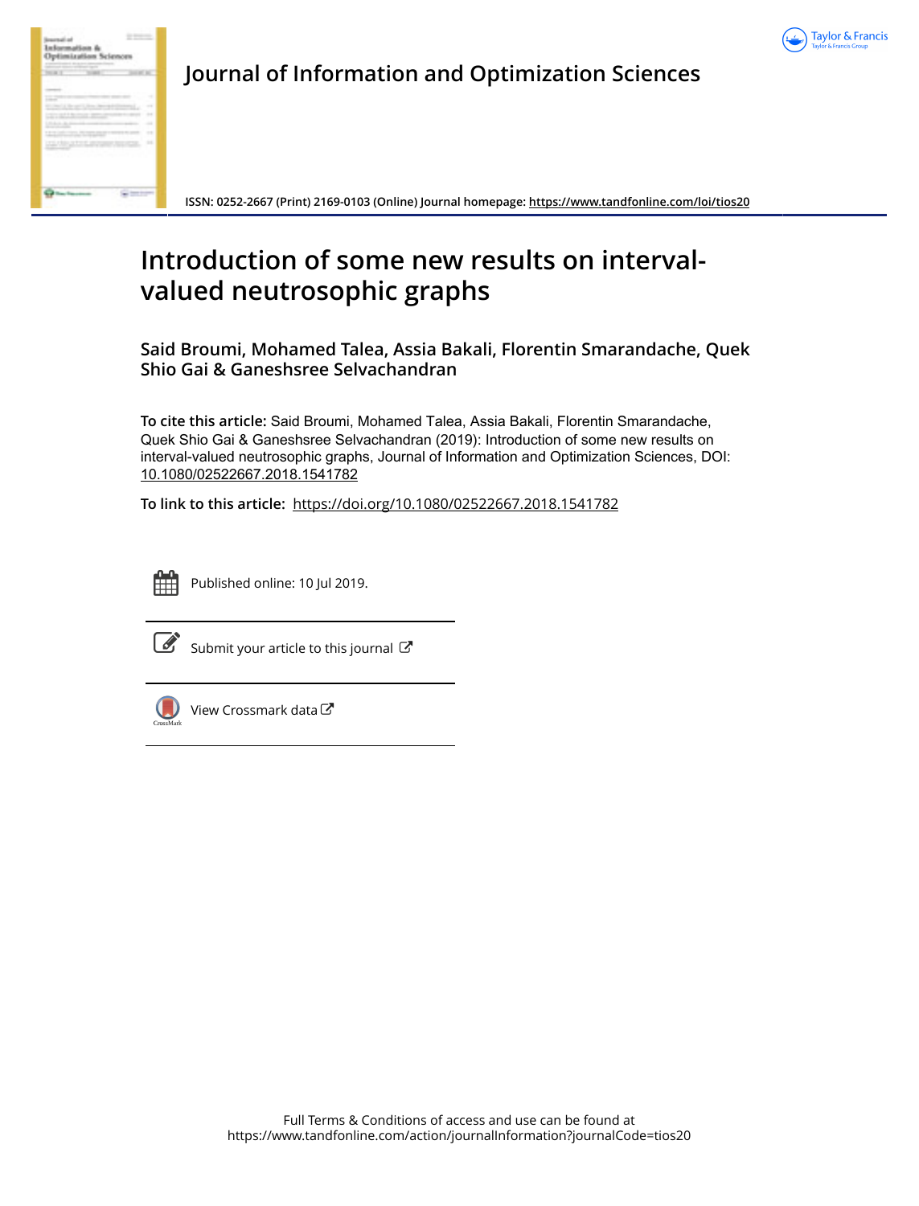# Journal of Information and Optimization Sciences

ISSN: 0252-2667 (Print) 2169-0103 (Online) Journal homepage: https://www.tandfonline.com/loi/tios20

# Introduction of some new results on interval-valued neutrosophic graphs

## Said Broumi, Mohamed Talea, Assia Bakali, Florentin Smarandache, Quek Shio Gai & Ganeshsree Selvachandran

**To cite this article:** Said Broumi, Mohamed Talea, Assia Bakali, Florentin Smarandache, Quek Shio Gai & Ganeshsree Selvachandran (2019): Introduction of some new results on interval-valued neutrosophic graphs, Journal of Information and Optimization Sciences, DOI: 10.1080/02522667.2018.1541782

**To link to this article:** https://doi.org/10.1080/02522667.2018.1541782

Published online: 10 Jul 2019.

Submit your article to this journal

View Crossmark data

Full Terms & Conditions of access and use can be found at https://www.tandfonline.com/action/journalInformation?journalCode=tios20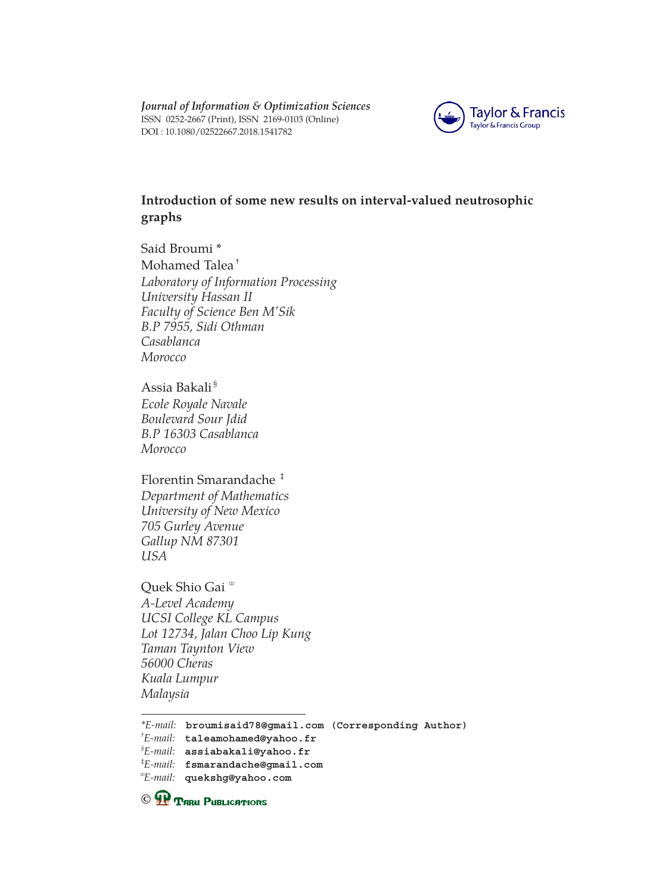*Journal of Information & Optimization Sciences*
ISSN 0252-2667 (Print), ISSN 2169-0103 (Online)
DOI : 10.1080/02522667.2018.1541782

Taylor & Francis
Taylor & Francis Group

# Introduction of some new results on interval-valued neutrosophic graphs

Said Broumi *
Mohamed Talea †
*Laboratory of Information Processing*
*University Hassan II*
*Faculty of Science Ben M'Sik*
*B.P 7955, Sidi Othman*
*Casablanca*
*Morocco*

Assia Bakali §
*Ecole Royale Navale*
*Boulevard Sour Jdid*
*B.P 16303 Casablanca*
*Morocco*

Florentin Smarandache ‡
*Department of Mathematics*
*University of New Mexico*
*705 Gurley Avenue*
*Gallup NM 87301*
*USA*

Quek Shio Gai ∞
*A-Level Academy*
*UCSI College KL Campus*
*Lot 12734, Jalan Choo Lip Kung*
*Taman Taynton View*
*56000 Cheras*
*Kuala Lumpur*
*Malaysia*

---

*E-mail: broumisaid78@gmail.com (Corresponding Author)
†E-mail: taleamohamed@yahoo.fr
§E-mail: assiabakali@yahoo.fr
‡E-mail: fsmarandache@gmail.com
∞E-mail: quekshg@yahoo.com

© Taru Publications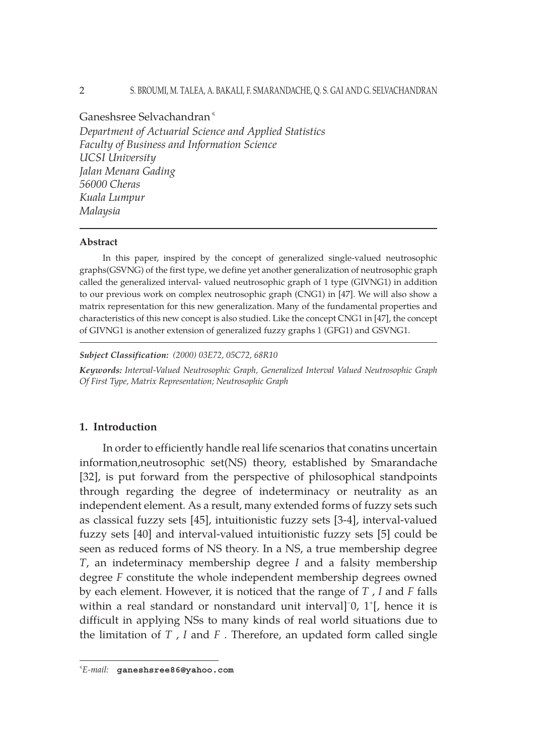Ganeshsree Selvachandran[§]

*Department of Actuarial Science and Applied Statistics*
*Faculty of Business and Information Science*
*UCSI University*
*Jalan Menara Gading*
*56000 Cheras*
*Kuala Lumpur*
*Malaysia*

---

**Abstract**

In this paper, inspired by the concept of generalized single-valued neutrosophic graphs(GSVNG) of the first type, we define yet another generalization of neutrosophic graph called the generalized interval- valued neutrosophic graph of 1 type (GIVNG1) in addition to our previous work on complex neutrosophic graph (CNG1) in [47]. We will also show a matrix representation for this new generalization. Many of the fundamental properties and characteristics of this new concept is also studied. Like the concept CNG1 in [47], the concept of GIVNG1 is another extension of generalized fuzzy graphs 1 (GFG1) and GSVNG1.

---

***Subject Classification:*** *(2000) 03E72, 05C72, 68R10*

***Keywords:*** *Interval-Valued Neutrosophic Graph, Generalized Interval Valued Neutrosophic Graph Of First Type, Matrix Representation; Neutrosophic Graph*

## 1. Introduction

In order to efficiently handle real life scenarios that conatins uncertain information,neutrosophic set(NS) theory, established by Smarandache [32], is put forward from the perspective of philosophical standpoints through regarding the degree of indeterminacy or neutrality as an independent element. As a result, many extended forms of fuzzy sets such as classical fuzzy sets [45], intuitionistic fuzzy sets [3-4], interval-valued fuzzy sets [40] and interval-valued intuitionistic fuzzy sets [5] could be seen as reduced forms of NS theory. In a NS, a true membership degree *T*, an indeterminacy membership degree *I* and a falsity membership degree *F* constitute the whole independent membership degrees owned by each element. However, it is noticed that the range of *T* , *I* and *F* falls within a real standard or nonstandard unit interval]$^{-}$0, 1$^{+}$[, hence it is difficult in applying NSs to many kinds of real world situations due to the limitation of *T* , *I* and *F* . Therefore, an updated form called single

---

[§] *E-mail:* **ganeshsree86@yahoo.com**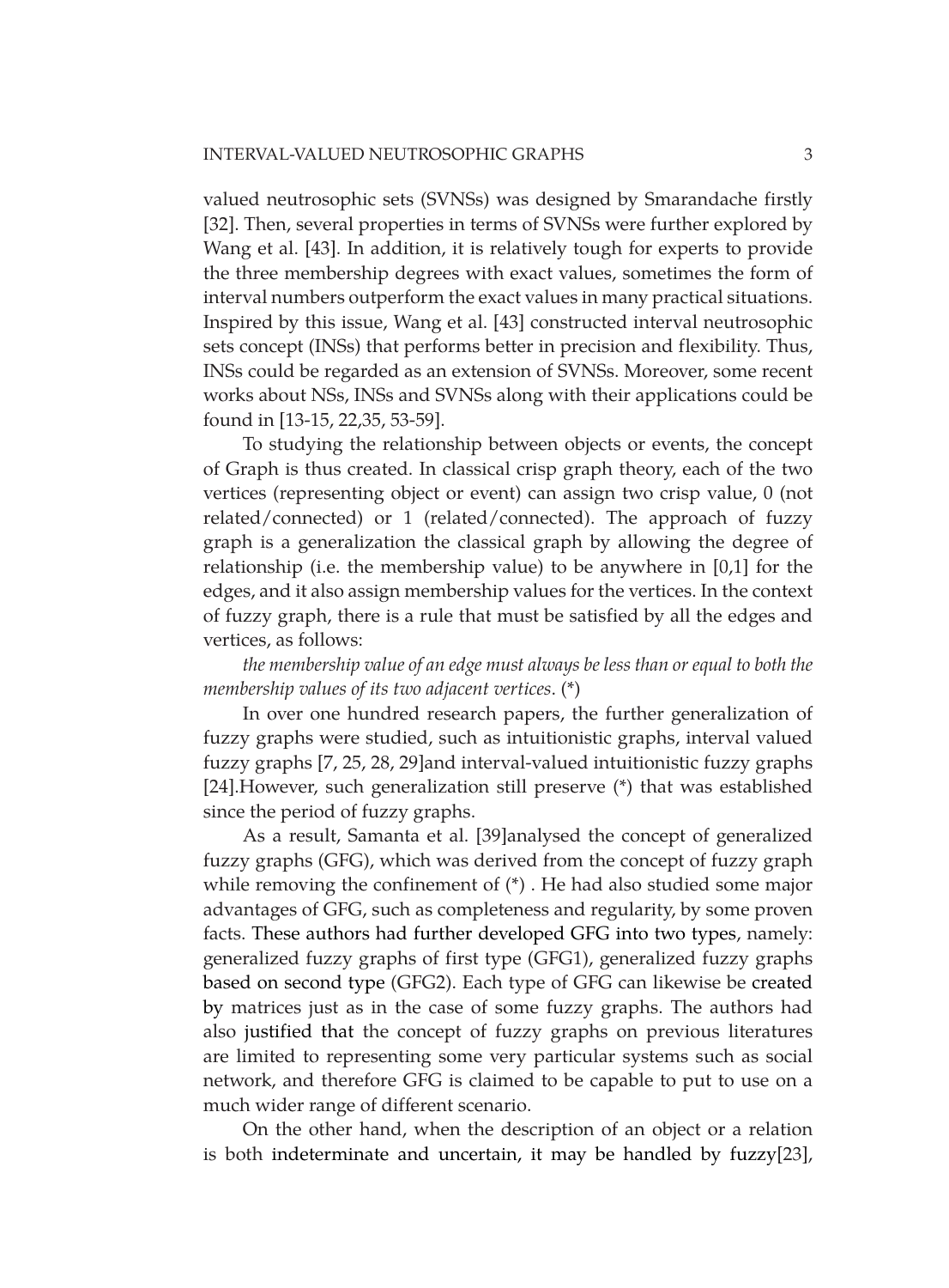valued neutrosophic sets (SVNSs) was designed by Smarandache firstly [32]. Then, several properties in terms of SVNSs were further explored by Wang et al. [43]. In addition, it is relatively tough for experts to provide the three membership degrees with exact values, sometimes the form of interval numbers outperform the exact values in many practical situations. Inspired by this issue, Wang et al. [43] constructed interval neutrosophic sets concept (INSs) that performs better in precision and flexibility. Thus, INSs could be regarded as an extension of SVNSs. Moreover, some recent works about NSs, INSs and SVNSs along with their applications could be found in [13-15, 22,35, 53-59].

To studying the relationship between objects or events, the concept of Graph is thus created. In classical crisp graph theory, each of the two vertices (representing object or event) can assign two crisp value, 0 (not related/connected) or 1 (related/connected). The approach of fuzzy graph is a generalization the classical graph by allowing the degree of relationship (i.e. the membership value) to be anywhere in [0,1] for the edges, and it also assign membership values for the vertices. In the context of fuzzy graph, there is a rule that must be satisfied by all the edges and vertices, as follows:

*the membership value of an edge must always be less than or equal to both the membership values of its two adjacent vertices*. (*)

In over one hundred research papers, the further generalization of fuzzy graphs were studied, such as intuitionistic graphs, interval valued fuzzy graphs [7, 25, 28, 29]and interval-valued intuitionistic fuzzy graphs [24].However, such generalization still preserve (*) that was established since the period of fuzzy graphs.

As a result, Samanta et al. [39]analysed the concept of generalized fuzzy graphs (GFG), which was derived from the concept of fuzzy graph while removing the confinement of (*) . He had also studied some major advantages of GFG, such as completeness and regularity, by some proven facts. These authors had further developed GFG into two types, namely: generalized fuzzy graphs of first type (GFG1), generalized fuzzy graphs based on second type (GFG2). Each type of GFG can likewise be created by matrices just as in the case of some fuzzy graphs. The authors had also justified that the concept of fuzzy graphs on previous literatures are limited to representing some very particular systems such as social network, and therefore GFG is claimed to be capable to put to use on a much wider range of different scenario.

On the other hand, when the description of an object or a relation is both indeterminate and uncertain, it may be handled by fuzzy[23],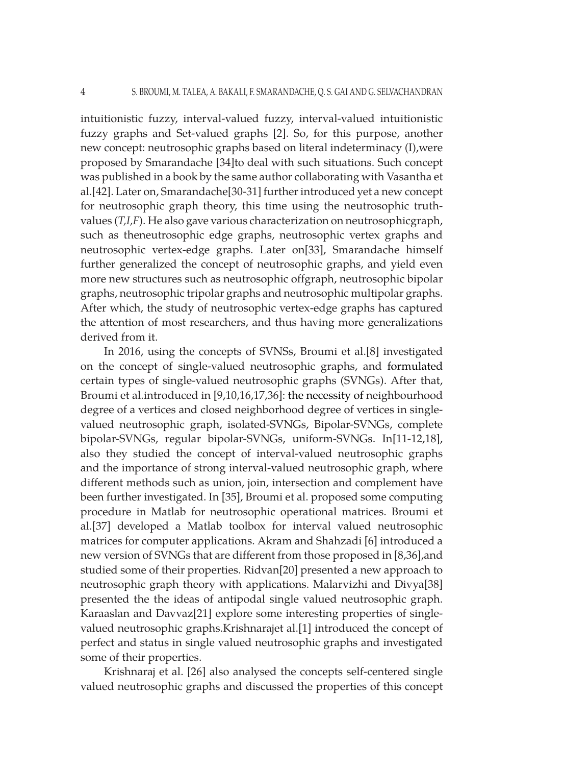intuitionistic fuzzy, interval-valued fuzzy, interval-valued intuitionistic fuzzy graphs and Set-valued graphs [2]. So, for this purpose, another new concept: neutrosophic graphs based on literal indeterminacy (I),were proposed by Smarandache [34]to deal with such situations. Such concept was published in a book by the same author collaborating with Vasantha et al.[42]. Later on, Smarandache[30-31] further introduced yet a new concept for neutrosophic graph theory, this time using the neutrosophic truth-values (*T,I,F*). He also gave various characterization on neutrosophicgraph, such as theneutrosophic edge graphs, neutrosophic vertex graphs and neutrosophic vertex-edge graphs. Later on[33], Smarandache himself further generalized the concept of neutrosophic graphs, and yield even more new structures such as neutrosophic offgraph, neutrosophic bipolar graphs, neutrosophic tripolar graphs and neutrosophic multipolar graphs. After which, the study of neutrosophic vertex-edge graphs has captured the attention of most researchers, and thus having more generalizations derived from it.

In 2016, using the concepts of SVNSs, Broumi et al.[8] investigated on the concept of single-valued neutrosophic graphs, and formulated certain types of single-valued neutrosophic graphs (SVNGs). After that, Broumi et al.introduced in [9,10,16,17,36]: the necessity of neighbourhood degree of a vertices and closed neighborhood degree of vertices in single-valued neutrosophic graph, isolated-SVNGs, Bipolar-SVNGs, complete bipolar-SVNGs, regular bipolar-SVNGs, uniform-SVNGs. In[11-12,18], also they studied the concept of interval-valued neutrosophic graphs and the importance of strong interval-valued neutrosophic graph, where different methods such as union, join, intersection and complement have been further investigated. In [35], Broumi et al. proposed some computing procedure in Matlab for neutrosophic operational matrices. Broumi et al.[37] developed a Matlab toolbox for interval valued neutrosophic matrices for computer applications. Akram and Shahzadi [6] introduced a new version of SVNGs that are different from those proposed in [8,36],and studied some of their properties. Ridvan[20] presented a new approach to neutrosophic graph theory with applications. Malarvizhi and Divya[38] presented the the ideas of antipodal single valued neutrosophic graph. Karaaslan and Davvaz[21] explore some interesting properties of single-valued neutrosophic graphs.Krishnarajet al.[1] introduced the concept of perfect and status in single valued neutrosophic graphs and investigated some of their properties.

Krishnaraj et al. [26] also analysed the concepts self-centered single valued neutrosophic graphs and discussed the properties of this concept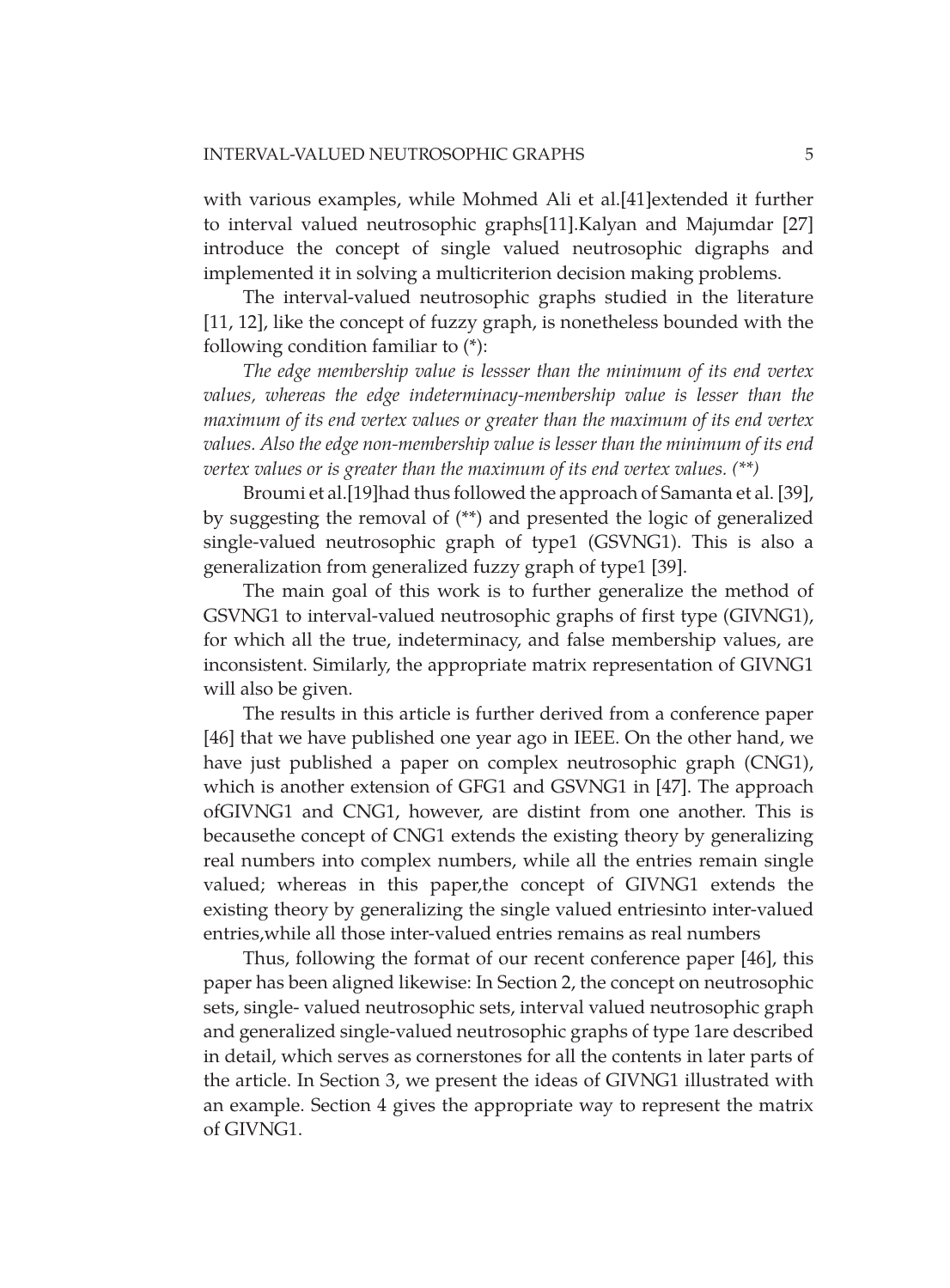with various examples, while Mohmed Ali et al.[41]extended it further to interval valued neutrosophic graphs[11].Kalyan and Majumdar [27] introduce the concept of single valued neutrosophic digraphs and implemented it in solving a multicriterion decision making problems.

The interval-valued neutrosophic graphs studied in the literature [11, 12], like the concept of fuzzy graph, is nonetheless bounded with the following condition familiar to (*):

*The edge membership value is lessser than the minimum of its end vertex values, whereas the edge indeterminacy-membership value is lesser than the maximum of its end vertex values or greater than the maximum of its end vertex values. Also the edge non-membership value is lesser than the minimum of its end vertex values or is greater than the maximum of its end vertex values. (**)*

Broumi et al.[19]had thus followed the approach of Samanta et al. [39], by suggesting the removal of (**) and presented the logic of generalized single-valued neutrosophic graph of type1 (GSVNG1). This is also a generalization from generalized fuzzy graph of type1 [39].

The main goal of this work is to further generalize the method of GSVNG1 to interval-valued neutrosophic graphs of first type (GIVNG1), for which all the true, indeterminacy, and false membership values, are inconsistent. Similarly, the appropriate matrix representation of GIVNG1 will also be given.

The results in this article is further derived from a conference paper [46] that we have published one year ago in IEEE. On the other hand, we have just published a paper on complex neutrosophic graph (CNG1), which is another extension of GFG1 and GSVNG1 in [47]. The approach ofGIVNG1 and CNG1, however, are distint from one another. This is becausethe concept of CNG1 extends the existing theory by generalizing real numbers into complex numbers, while all the entries remain single valued; whereas in this paper,the concept of GIVNG1 extends the existing theory by generalizing the single valued entriesinto inter-valued entries,while all those inter-valued entries remains as real numbers

Thus, following the format of our recent conference paper [46], this paper has been aligned likewise: In Section 2, the concept on neutrosophic sets, single- valued neutrosophic sets, interval valued neutrosophic graph and generalized single-valued neutrosophic graphs of type 1are described in detail, which serves as cornerstones for all the contents in later parts of the article. In Section 3, we present the ideas of GIVNG1 illustrated with an example. Section 4 gives the appropriate way to represent the matrix of GIVNG1.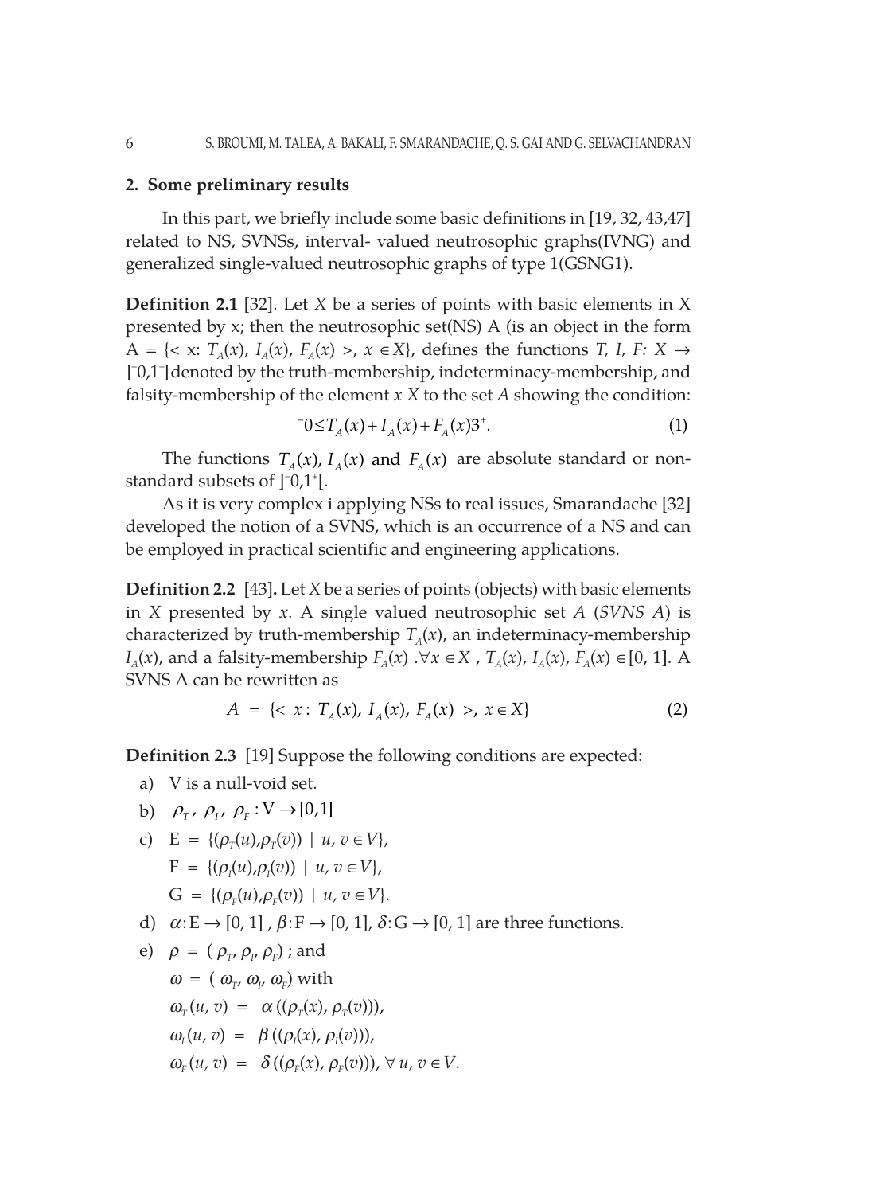## 2. Some preliminary results

In this part, we briefly include some basic definitions in [19, 32, 43,47] related to NS, SVNSs, interval- valued neutrosophic graphs(IVNG) and generalized single-valued neutrosophic graphs of type 1(GSNG1).

**Definition 2.1** [32]. Let *X* be a series of points with basic elements in X presented by x; then the neutrosophic set(NS) A (is an object in the form A = {< x: $T_A(x)$, $I_A(x)$, $F_A(x)$ >, $x \in X$}, defines the functions *T, I, F*: $X \to$ $]^-0,1^+[$denoted by the truth-membership, indeterminacy-membership, and falsity-membership of the element *x X* to the set *A* showing the condition:

$$^-0 \le T_A(x) + I_A(x) + F_A(x) 3^+. \tag{1}$$

The functions $T_A(x)$, $I_A(x)$ and $F_A(x)$ are absolute standard or non-standard subsets of $]^-0,1^+[$.

As it is very complex i applying NSs to real issues, Smarandache [32] developed the notion of a SVNS, which is an occurrence of a NS and can be employed in practical scientific and engineering applications.

**Definition 2.2** [43]**.** Let *X* be a series of points (objects) with basic elements in *X* presented by *x*. A single valued neutrosophic set *A* (*SVNS A*) is characterized by truth-membership $T_A(x)$, an indeterminacy-membership $I_A(x)$, and a falsity-membership $F_A(x)$ .$\forall x \in X$ , $T_A(x)$, $I_A(x)$, $F_A(x) \in [0, 1]$. A SVNS A can be rewritten as

$$A = \{< x:\ T_A(x),\ I_A(x),\ F_A(x)\ >,\ x \in X\} \tag{2}$$

**Definition 2.3** [19] Suppose the following conditions are expected:

a) V is a null-void set.

b) $\rho_T,\ \rho_I,\ \rho_F : \mathrm{V} \to [0,1]$

c) $\mathrm{E} = \{(\rho_T(u),\rho_T(v)) \mid u, v \in V\}$,

   $\mathrm{F} = \{(\rho_I(u),\rho_I(v)) \mid u, v \in V\}$,

   $\mathrm{G} = \{(\rho_F(u),\rho_F(v)) \mid u, v \in V\}$.

d) $\alpha{:}\,\mathrm{E} \to [0, 1]$ , $\beta{:}\,\mathrm{F} \to [0, 1]$, $\delta{:}\,\mathrm{G} \to [0, 1]$ are three functions.

e) $\rho = (\rho_T, \rho_I, \rho_F)$ ; and

   $\omega = (\omega_T, \omega_I, \omega_F)$ with

   $\omega_T(u, v) = \alpha((\rho_T(x), \rho_T(v)))$,

   $\omega_I(u, v) = \beta((\rho_I(x), \rho_I(v)))$,

   $\omega_F(u, v) = \delta((\rho_F(x), \rho_F(v)))$, $\forall\, u, v \in V$.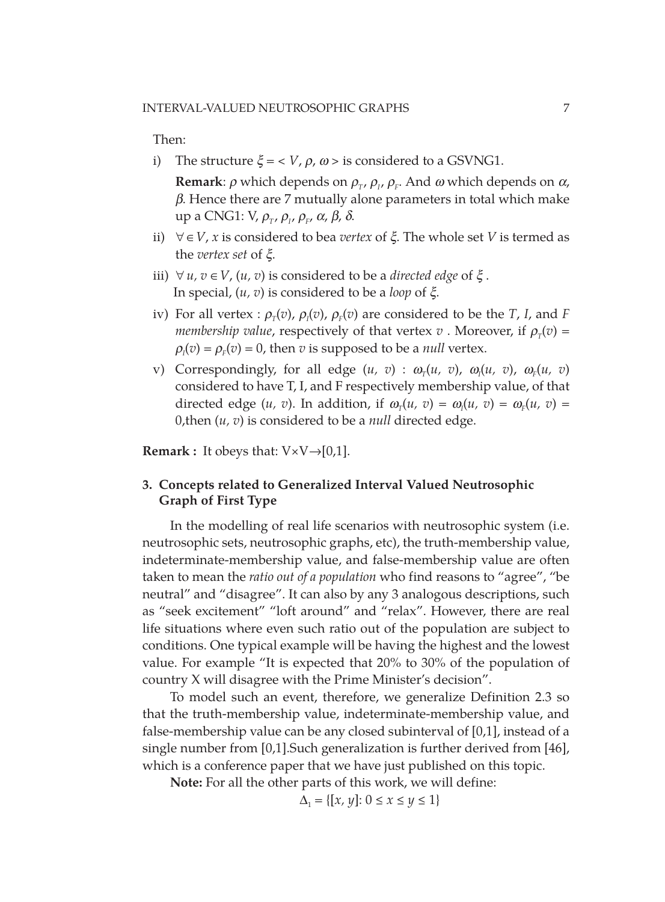Then:

i) The structure $\xi = < V, \rho, \omega >$ is considered to a GSVNG1.

   **Remark**: $\rho$ which depends on $\rho_T$, $\rho_I$, $\rho_F$. And $\omega$ which depends on $\alpha$, $\beta$. Hence there are 7 mutually alone parameters in total which make up a CNG1: V, $\rho_T$, $\rho_I$, $\rho_F$, $\alpha$, $\beta$, $\delta$.

ii) $\forall \in V$, $x$ is considered to bea *vertex* of $\xi$. The whole set $V$ is termed as the *vertex set* of $\xi$.

iii) $\forall\, u, v \in V$, $(u, v)$ is considered to be a *directed edge* of $\xi$ .
   In special, $(u, v)$ is considered to be a *loop* of $\xi$.

iv) For all vertex : $\rho_T(v)$, $\rho_I(v)$, $\rho_F(v)$ are considered to be the $T$, $I$, and $F$ *membership value*, respectively of that vertex $v$ . Moreover, if $\rho_T(v) = \rho_I(v) = \rho_F(v) = 0$, then $v$ is supposed to be a *null* vertex.

v) Correspondingly, for all edge $(u, v)$ : $\omega_T(u, v)$, $\omega_I(u, v)$, $\omega_F(u, v)$ considered to have T, I, and F respectively membership value, of that directed edge $(u, v)$. In addition, if $\omega_T(u, v) = \omega_I(u, v) = \omega_F(u, v) = 0$,then $(u, v)$ is considered to be a *null* directed edge.

**Remark :** It obeys that: $V \times V \rightarrow [0,1]$.

## 3. Concepts related to Generalized Interval Valued Neutrosophic Graph of First Type

In the modelling of real life scenarios with neutrosophic system (i.e. neutrosophic sets, neutrosophic graphs, etc), the truth-membership value, indeterminate-membership value, and false-membership value are often taken to mean the *ratio out of a population* who find reasons to "agree", "be neutral" and "disagree". It can also by any 3 analogous descriptions, such as "seek excitement" "loft around" and "relax". However, there are real life situations where even such ratio out of the population are subject to conditions. One typical example will be having the highest and the lowest value. For example "It is expected that 20% to 30% of the population of country X will disagree with the Prime Minister's decision".

To model such an event, therefore, we generalize Definition 2.3 so that the truth-membership value, indeterminate-membership value, and false-membership value can be any closed subinterval of [0,1], instead of a single number from [0,1].Such generalization is further derived from [46], which is a conference paper that we have just published on this topic.

**Note:** For all the other parts of this work, we will define:

$$\Delta_1 = \{[x, y]: 0 \leq x \leq y \leq 1\}$$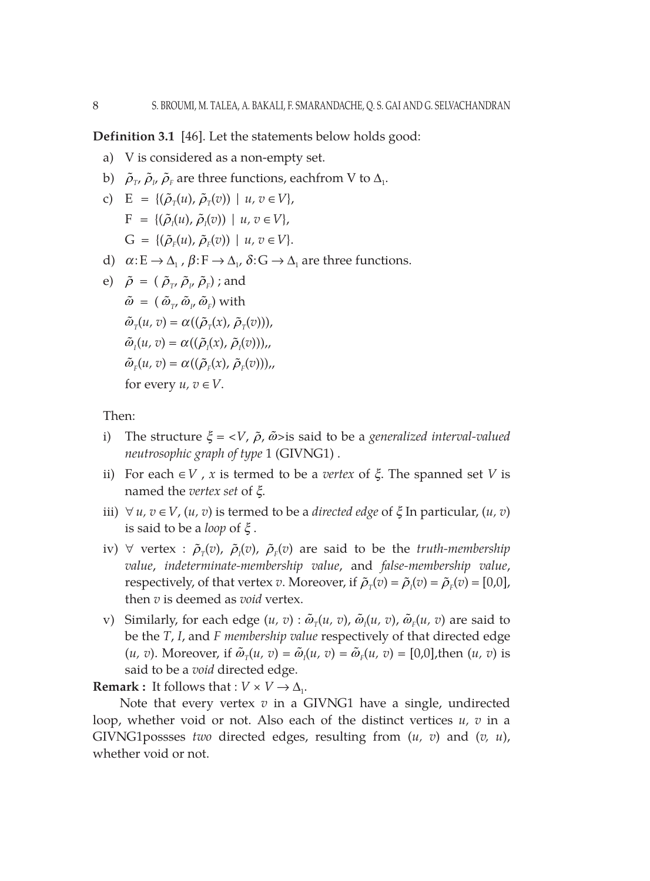**Definition 3.1** [46]. Let the statements below holds good:

a) V is considered as a non-empty set.

b) $\tilde{\rho}_T$, $\tilde{\rho}_I$, $\tilde{\rho}_F$ are three functions, eachfrom V to $\Delta_1$.

c) $E = \{(\tilde{\rho}_T(u), \tilde{\rho}_T(v)) \mid u, v \in V\}$,
   $F = \{(\tilde{\rho}_I(u), \tilde{\rho}_I(v)) \mid u, v \in V\}$,
   $G = \{(\tilde{\rho}_F(u), \tilde{\rho}_F(v)) \mid u, v \in V\}$.

d) $\alpha: E \rightarrow \Delta_1$ , $\beta: F \rightarrow \Delta_1$, $\delta: G \rightarrow \Delta_1$ are three functions.

e) $\tilde{\rho} = (\tilde{\rho}_T, \tilde{\rho}_I, \tilde{\rho}_F)$ ; and
   $\tilde{\omega} = (\tilde{\omega}_T, \tilde{\omega}_I, \tilde{\omega}_F)$ with
   $\tilde{\omega}_T(u, v) = \alpha((\tilde{\rho}_T(x), \tilde{\rho}_T(v)))$,
   $\tilde{\omega}_I(u, v) = \alpha((\tilde{\rho}_I(x), \tilde{\rho}_I(v)))$,,
   $\tilde{\omega}_F(u, v) = \alpha((\tilde{\rho}_F(x), \tilde{\rho}_F(v)))$,,
   for every $u, v \in V$.

Then:

i) The structure $\xi = <V, \tilde{\rho}, \tilde{\omega}>$is said to be a *generalized interval-valued neutrosophic graph of type* 1 (GIVNG1) .

ii) For each $\in V$ , $x$ is termed to be a *vertex* of $\xi$. The spanned set $V$ is named the *vertex set* of $\xi$.

iii) $\forall\, u, v \in V$, $(u, v)$ is termed to be a *directed edge* of $\xi$ In particular, $(u, v)$ is said to be a *loop* of $\xi$ .

iv) $\forall$ vertex : $\tilde{\rho}_T(v)$, $\tilde{\rho}_I(v)$, $\tilde{\rho}_F(v)$ are said to be the *truth-membership value*, *indeterminate-membership value*, and *false-membership value*, respectively, of that vertex $v$. Moreover, if $\tilde{\rho}_T(v) = \tilde{\rho}_I(v) = \tilde{\rho}_F(v) = [0,0]$, then $v$ is deemed as *void* vertex.

v) Similarly, for each edge $(u, v)$ : $\tilde{\omega}_T(u, v)$, $\tilde{\omega}_I(u, v)$, $\tilde{\omega}_F(u, v)$ are said to be the *T*, *I*, and *F membership value* respectively of that directed edge $(u, v)$. Moreover, if $\tilde{\omega}_T(u, v) = \tilde{\omega}_I(u, v) = \tilde{\omega}_F(u, v) = [0,0]$,then $(u, v)$ is said to be a *void* directed edge.

**Remark :** It follows that : $V \times V \rightarrow \Delta_1$.

Note that every vertex $v$ in a GIVNG1 have a single, undirected loop, whether void or not. Also each of the distinct vertices $u$, $v$ in a GIVNG1possses *two* directed edges, resulting from $(u, v)$ and $(v, u)$, whether void or not.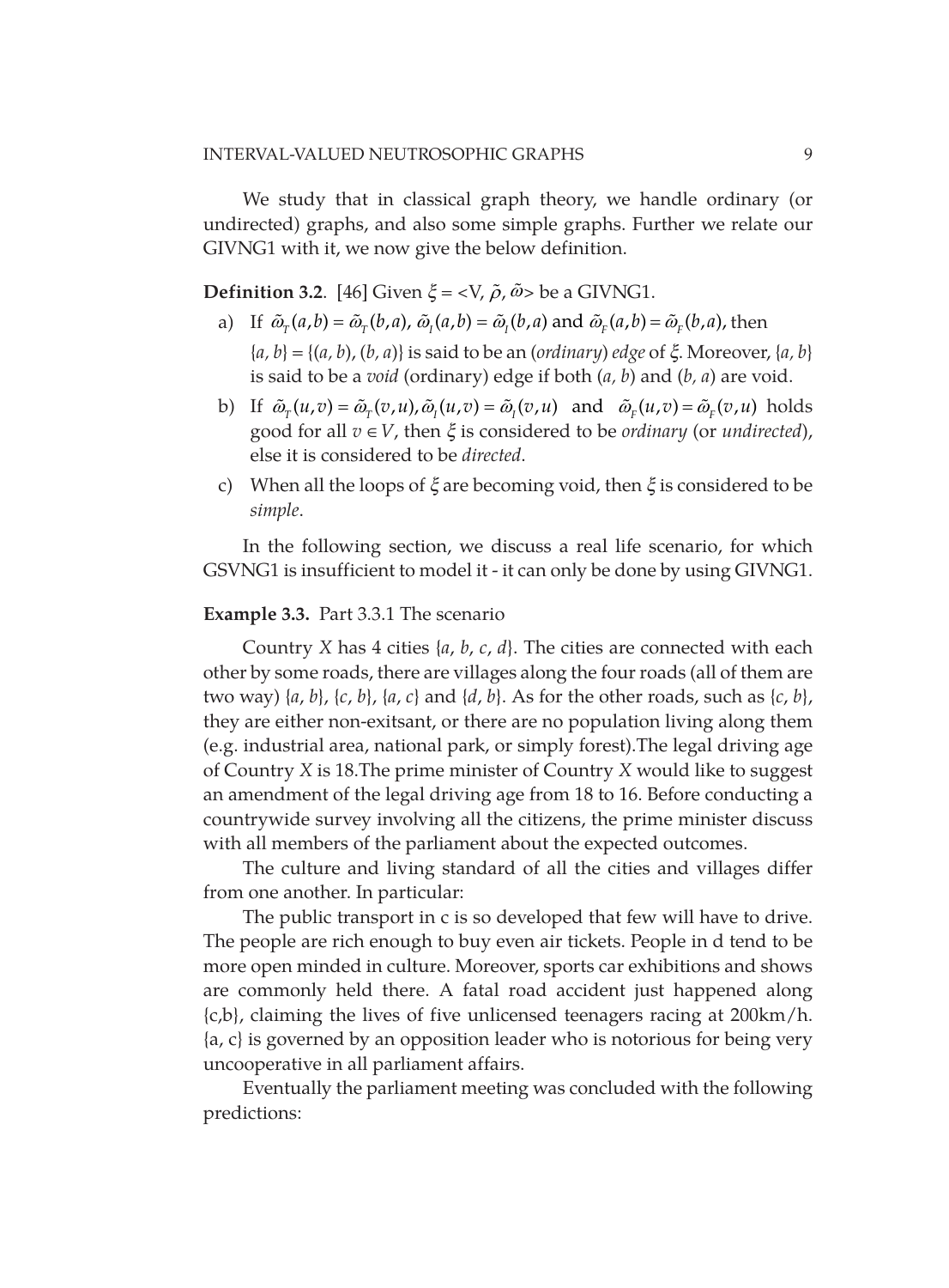We study that in classical graph theory, we handle ordinary (or undirected) graphs, and also some simple graphs. Further we relate our GIVNG1 with it, we now give the below definition.

**Definition 3.2**. [46] Given $\xi = <V, \tilde{\rho}, \tilde{\omega}>$ be a GIVNG1.

a) If $\tilde{\omega}_T(a,b) = \tilde{\omega}_T(b,a)$, $\tilde{\omega}_I(a,b) = \tilde{\omega}_I(b,a)$ and $\tilde{\omega}_F(a,b) = \tilde{\omega}_F(b,a)$, then $\{a, b\} = \{(a, b), (b, a)\}$ is said to be an (*ordinary*) *edge* of $\xi$. Moreover, $\{a, b\}$ is said to be a *void* (ordinary) edge if both $(a, b)$ and $(b, a)$ are void.

b) If $\tilde{\omega}_T(u,v) = \tilde{\omega}_T(v,u), \tilde{\omega}_I(u,v) = \tilde{\omega}_I(v,u)$ and $\tilde{\omega}_F(u,v) = \tilde{\omega}_F(v,u)$ holds good for all $v \in V$, then $\xi$ is considered to be *ordinary* (or *undirected*), else it is considered to be *directed*.

c) When all the loops of $\xi$ are becoming void, then $\xi$ is considered to be *simple*.

In the following section, we discuss a real life scenario, for which GSVNG1 is insufficient to model it - it can only be done by using GIVNG1.

**Example 3.3.** Part 3.3.1 The scenario

Country *X* has 4 cities $\{a, b, c, d\}$. The cities are connected with each other by some roads, there are villages along the four roads (all of them are two way) $\{a, b\}$, $\{c, b\}$, $\{a, c\}$ and $\{d, b\}$. As for the other roads, such as $\{c, b\}$, they are either non-exitsant, or there are no population living along them (e.g. industrial area, national park, or simply forest).The legal driving age of Country *X* is 18.The prime minister of Country *X* would like to suggest an amendment of the legal driving age from 18 to 16. Before conducting a countrywide survey involving all the citizens, the prime minister discuss with all members of the parliament about the expected outcomes.

The culture and living standard of all the cities and villages differ from one another. In particular:

The public transport in c is so developed that few will have to drive. The people are rich enough to buy even air tickets. People in d tend to be more open minded in culture. Moreover, sports car exhibitions and shows are commonly held there. A fatal road accident just happened along {c,b}, claiming the lives of five unlicensed teenagers racing at 200km/h. {a, c} is governed by an opposition leader who is notorious for being very uncooperative in all parliament affairs.

Eventually the parliament meeting was concluded with the following predictions: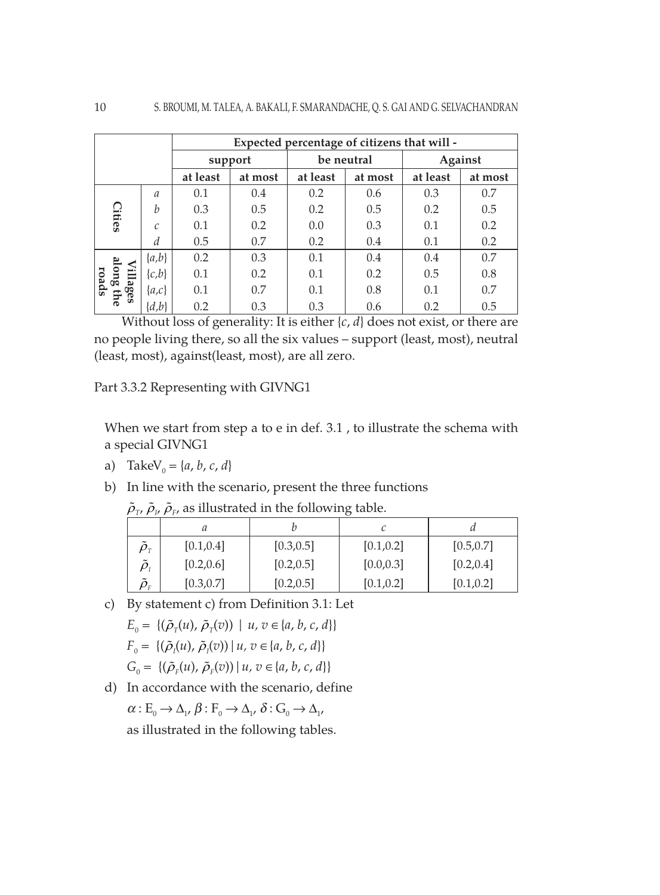| | | Expected percentage of citizens that will - | | | | | |
|---|---|---|---|---|---|---|---|
| | | support | | be neutral | | Against | |
| | | at least | at most | at least | at most | at least | at most |
| Cities | $a$ | 0.1 | 0.4 | 0.2 | 0.6 | 0.3 | 0.7 |
| | $b$ | 0.3 | 0.5 | 0.2 | 0.5 | 0.2 | 0.5 |
| | $c$ | 0.1 | 0.2 | 0.0 | 0.3 | 0.1 | 0.2 |
| | $d$ | 0.5 | 0.7 | 0.2 | 0.4 | 0.1 | 0.2 |
| Villages along the roads | $\{a,b\}$ | 0.2 | 0.3 | 0.1 | 0.4 | 0.4 | 0.7 |
| | $\{c,b\}$ | 0.1 | 0.2 | 0.1 | 0.2 | 0.5 | 0.8 |
| | $\{a,c\}$ | 0.1 | 0.7 | 0.1 | 0.8 | 0.1 | 0.7 |
| | $\{d,b\}$ | 0.2 | 0.3 | 0.3 | 0.6 | 0.2 | 0.5 |

Without loss of generality: It is either $\{c, d\}$ does not exist, or there are no people living there, so all the six values – support (least, most), neutral (least, most), against(least, most), are all zero.

Part 3.3.2 Representing with GIVNG1

When we start from step a to e in def. 3.1 , to illustrate the schema with a special GIVNG1

a) Take $V_0 = \{a, b, c, d\}$

b) In line with the scenario, present the three functions $\tilde{\rho}_T, \tilde{\rho}_I, \tilde{\rho}_F$, as illustrated in the following table.

| | $a$ | $b$ | $c$ | $d$ |
|---|---|---|---|---|
| $\tilde{\rho}_T$ | [0.1,0.4] | [0.3,0.5] | [0.1,0.2] | [0.5,0.7] |
| $\tilde{\rho}_I$ | [0.2,0.6] | [0.2,0.5] | [0.0,0.3] | [0.2,0.4] |
| $\tilde{\rho}_F$ | [0.3,0.7] | [0.2,0.5] | [0.1,0.2] | [0.1,0.2] |

c) By statement c) from Definition 3.1: Let

$E_0 = \{(\tilde{\rho}_T(u), \tilde{\rho}_T(v)) \mid u, v \in \{a, b, c, d\}\}$

$F_0 = \{(\tilde{\rho}_I(u), \tilde{\rho}_I(v)) \mid u, v \in \{a, b, c, d\}\}$

$G_0 = \{(\tilde{\rho}_F(u), \tilde{\rho}_F(v)) \mid u, v \in \{a, b, c, d\}\}$

d) In accordance with the scenario, define

$\alpha : E_0 \to \Delta_1, \beta : F_0 \to \Delta_1, \delta : G_0 \to \Delta_1,$

as illustrated in the following tables.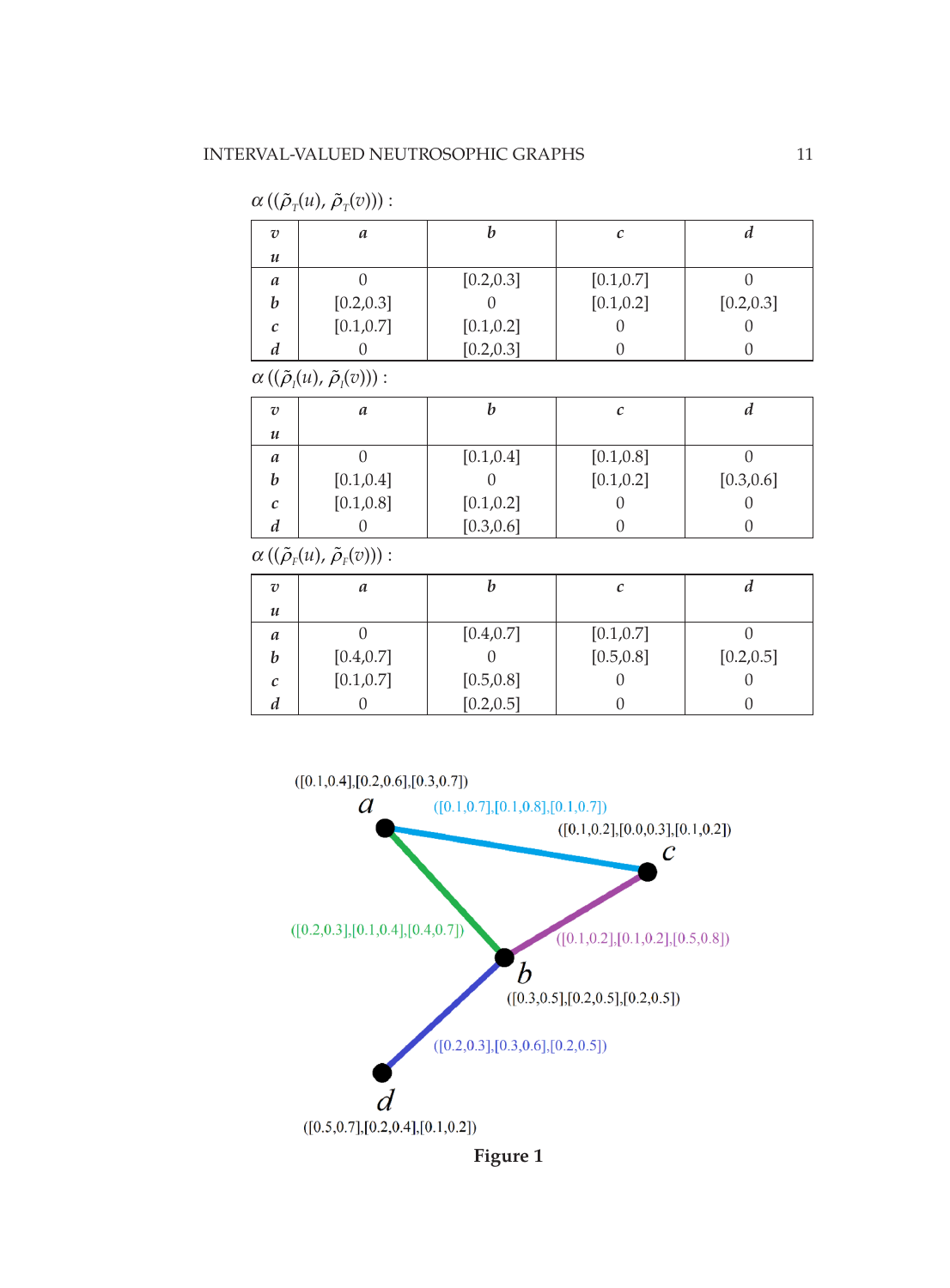$\alpha((\tilde{\rho}_T(u), \tilde{\rho}_T(v)))$ :

| $v$ / $u$ | $a$ | $b$ | $c$ | $d$ |
|---|---|---|---|---|
| $a$ | 0 | [0.2,0.3] | [0.1,0.7] | 0 |
| $b$ | [0.2,0.3] | 0 | [0.1,0.2] | [0.2,0.3] |
| $c$ | [0.1,0.7] | [0.1,0.2] | 0 | 0 |
| $d$ | 0 | [0.2,0.3] | 0 | 0 |

$\alpha((\tilde{\rho}_I(u), \tilde{\rho}_I(v)))$ :

| $v$ / $u$ | $a$ | $b$ | $c$ | $d$ |
|---|---|---|---|---|
| $a$ | 0 | [0.1,0.4] | [0.1,0.8] | 0 |
| $b$ | [0.1,0.4] | 0 | [0.1,0.2] | [0.3,0.6] |
| $c$ | [0.1,0.8] | [0.1,0.2] | 0 | 0 |
| $d$ | 0 | [0.3,0.6] | 0 | 0 |

$\alpha((\tilde{\rho}_F(u), \tilde{\rho}_F(v)))$ :

| $v$ / $u$ | $a$ | $b$ | $c$ | $d$ |
|---|---|---|---|---|
| $a$ | 0 | [0.4,0.7] | [0.1,0.7] | 0 |
| $b$ | [0.4,0.7] | 0 | [0.5,0.8] | [0.2,0.5] |
| $c$ | [0.1,0.7] | [0.5,0.8] | 0 | 0 |
| $d$ | 0 | [0.2,0.5] | 0 | 0 |

**Figure 1**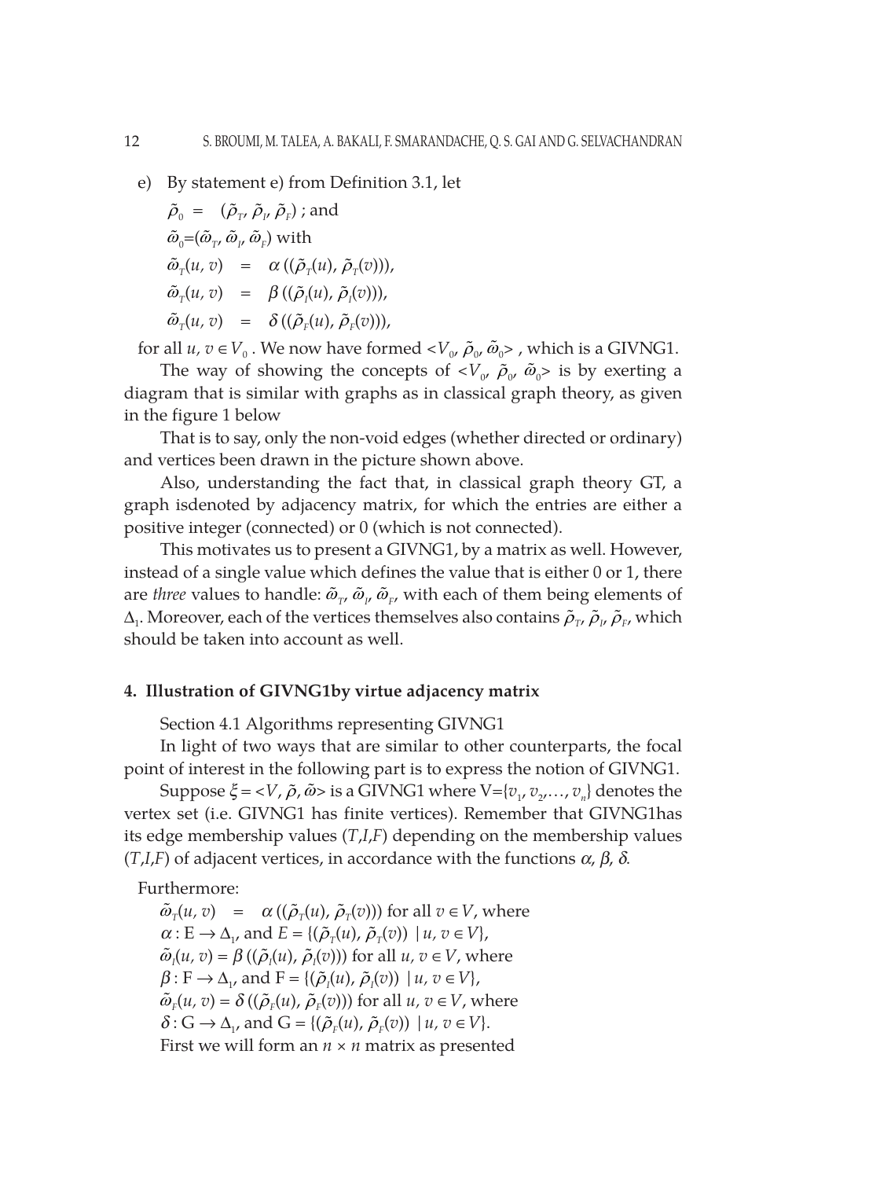e) By statement e) from Definition 3.1, let

$\tilde{\rho}_0 = (\tilde{\rho}_T, \tilde{\rho}_I, \tilde{\rho}_F)$ ; and

$\tilde{\omega}_0 = (\tilde{\omega}_T, \tilde{\omega}_I, \tilde{\omega}_F)$ with

$\tilde{\omega}_T(u, v) = \alpha((\tilde{\rho}_T(u), \tilde{\rho}_T(v))),$

$\tilde{\omega}_T(u, v) = \beta((\tilde{\rho}_I(u), \tilde{\rho}_I(v))),$

$\tilde{\omega}_T(u, v) = \delta((\tilde{\rho}_F(u), \tilde{\rho}_F(v))),$

for all $u, v \in V_0$. We now have formed $<V_0, \tilde{\rho}_0, \tilde{\omega}_0>$ , which is a GIVNG1.

The way of showing the concepts of $<V_0, \tilde{\rho}_0, \tilde{\omega}_0>$ is by exerting a diagram that is similar with graphs as in classical graph theory, as given in the figure 1 below

That is to say, only the non-void edges (whether directed or ordinary) and vertices been drawn in the picture shown above.

Also, understanding the fact that, in classical graph theory GT, a graph isdenoted by adjacency matrix, for which the entries are either a positive integer (connected) or 0 (which is not connected).

This motivates us to present a GIVNG1, by a matrix as well. However, instead of a single value which defines the value that is either 0 or 1, there are *three* values to handle: $\tilde{\omega}_T, \tilde{\omega}_I, \tilde{\omega}_F$, with each of them being elements of $\Delta_1$. Moreover, each of the vertices themselves also contains $\tilde{\rho}_T, \tilde{\rho}_I, \tilde{\rho}_F$, which should be taken into account as well.

## 4. Illustration of GIVNG1by virtue adjacency matrix

Section 4.1 Algorithms representing GIVNG1

In light of two ways that are similar to other counterparts, the focal point of interest in the following part is to express the notion of GIVNG1.

Suppose $\xi = <V, \tilde{\rho}, \tilde{\omega}>$ is a GIVNG1 where $V=\{v_1, v_2, \ldots, v_n\}$ denotes the vertex set (i.e. GIVNG1 has finite vertices). Remember that GIVNG1has its edge membership values $(T,I,F)$ depending on the membership values $(T,I,F)$ of adjacent vertices, in accordance with the functions $\alpha$, $\beta$, $\delta$.

Furthermore:

$\tilde{\omega}_T(u, v) = \alpha((\tilde{\rho}_T(u), \tilde{\rho}_T(v)))$ for all $v \in V$, where

$\alpha : E \to \Delta_1$, and $E = \{(\tilde{\rho}_T(u), \tilde{\rho}_T(v)) \mid u, v \in V\}$,

$\tilde{\omega}_I(u, v) = \beta((\tilde{\rho}_I(u), \tilde{\rho}_I(v)))$ for all $u, v \in V$, where

$\beta : F \to \Delta_1$, and $F = \{(\tilde{\rho}_I(u), \tilde{\rho}_I(v)) \mid u, v \in V\}$,

$\tilde{\omega}_F(u, v) = \delta((\tilde{\rho}_F(u), \tilde{\rho}_F(v)))$ for all $u, v \in V$, where

$\delta : G \to \Delta_1$, and $G = \{(\tilde{\rho}_F(u), \tilde{\rho}_F(v)) \mid u, v \in V\}$.

First we will form an $n \times n$ matrix as presented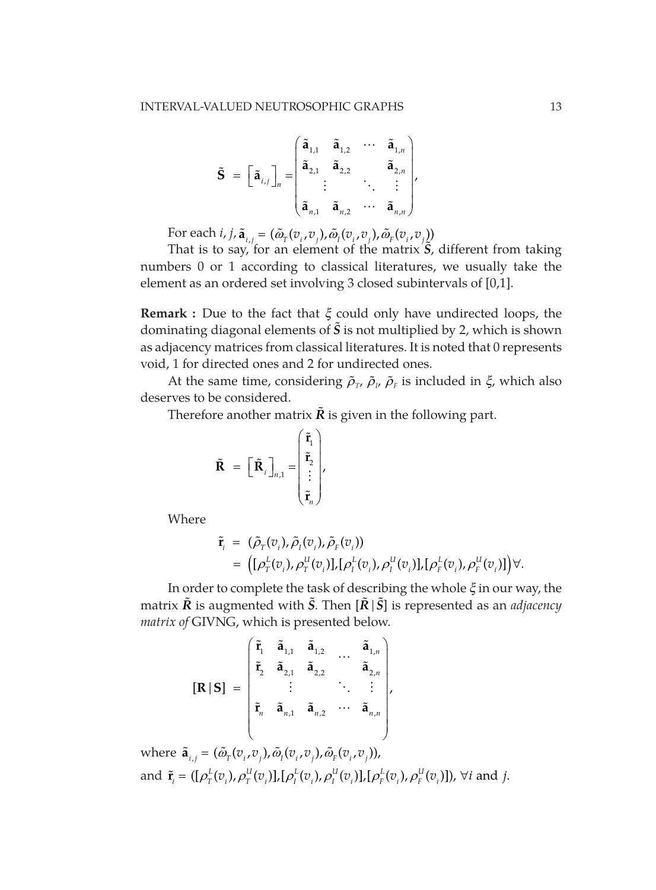$$\tilde{\mathbf{S}} = \left[\tilde{\mathbf{a}}_{i,j}\right]_n = \begin{pmatrix} \tilde{\mathbf{a}}_{1,1} & \tilde{\mathbf{a}}_{1,2} & \cdots & \tilde{\mathbf{a}}_{1,n} \\ \tilde{\mathbf{a}}_{2,1} & \tilde{\mathbf{a}}_{2,2} & & \tilde{\mathbf{a}}_{2,n} \\ \vdots & & \ddots & \vdots \\ \tilde{\mathbf{a}}_{n,1} & \tilde{\mathbf{a}}_{n,2} & \cdots & \tilde{\mathbf{a}}_{n,n} \end{pmatrix},$$

For each $i$, $j$, $\tilde{\mathbf{a}}_{i,j} = (\tilde{\omega}_T(v_i, v_j), \tilde{\omega}_I(v_i, v_j), \tilde{\omega}_F(v_i, v_j))$

That is to say, for an element of the matrix $\tilde{S}$, different from taking numbers 0 or 1 according to classical literatures, we usually take the element as an ordered set involving 3 closed subintervals of [0,1].

**Remark :** Due to the fact that $\xi$ could only have undirected loops, the dominating diagonal elements of $\tilde{S}$ is not multiplied by 2, which is shown as adjacency matrices from classical literatures. It is noted that 0 represents void, 1 for directed ones and 2 for undirected ones.

At the same time, considering $\tilde{\rho}_T$, $\tilde{\rho}_I$, $\tilde{\rho}_F$ is included in $\xi$, which also deserves to be considered.

Therefore another matrix $\tilde{R}$ is given in the following part.

$$\tilde{\mathbf{R}} = \left[\tilde{\mathbf{R}}_i\right]_{n,1} = \begin{pmatrix} \tilde{\mathbf{r}}_1 \\ \tilde{\mathbf{r}}_2 \\ \vdots \\ \tilde{\mathbf{r}}_n \end{pmatrix},$$

Where

$$\begin{aligned} \tilde{\mathbf{r}}_i &= (\tilde{\rho}_T(v_i), \tilde{\rho}_I(v_i), \tilde{\rho}_F(v_i)) \\ &= \left([\rho_T^L(v_i), \rho_T^U(v_i)], [\rho_I^L(v_i), \rho_I^U(v_i)], [\rho_F^L(v_i), \rho_F^U(v_i)]\right) \forall. \end{aligned}$$

In order to complete the task of describing the whole $\xi$ in our way, the matrix $\tilde{R}$ is augmented with $\tilde{S}$. Then $[\tilde{R} \mid \tilde{S}]$ is represented as an *adjacency matrix of* GIVNG, which is presented below.

$$[\mathbf{R} \mid \mathbf{S}] = \begin{pmatrix} \tilde{\mathbf{r}}_1 & \tilde{\mathbf{a}}_{1,1} & \tilde{\mathbf{a}}_{1,2} & \cdots & \tilde{\mathbf{a}}_{1,n} \\ \tilde{\mathbf{r}}_2 & \tilde{\mathbf{a}}_{2,1} & \tilde{\mathbf{a}}_{2,2} & & \tilde{\mathbf{a}}_{2,n} \\ & \vdots & & \ddots & \vdots \\ \tilde{\mathbf{r}}_n & \tilde{\mathbf{a}}_{n,1} & \tilde{\mathbf{a}}_{n,2} & \cdots & \tilde{\mathbf{a}}_{n,n} \end{pmatrix},$$

where $\tilde{\mathbf{a}}_{i,j} = (\tilde{\omega}_T(v_i, v_j), \tilde{\omega}_I(v_i, v_j), \tilde{\omega}_F(v_i, v_j))$,

and $\tilde{\mathbf{r}}_i = ([\rho_T^L(v_i), \rho_T^U(v_i)], [\rho_I^L(v_i), \rho_I^U(v_i)], [\rho_F^L(v_i), \rho_F^U(v_i)])$, $\forall i$ and $j$.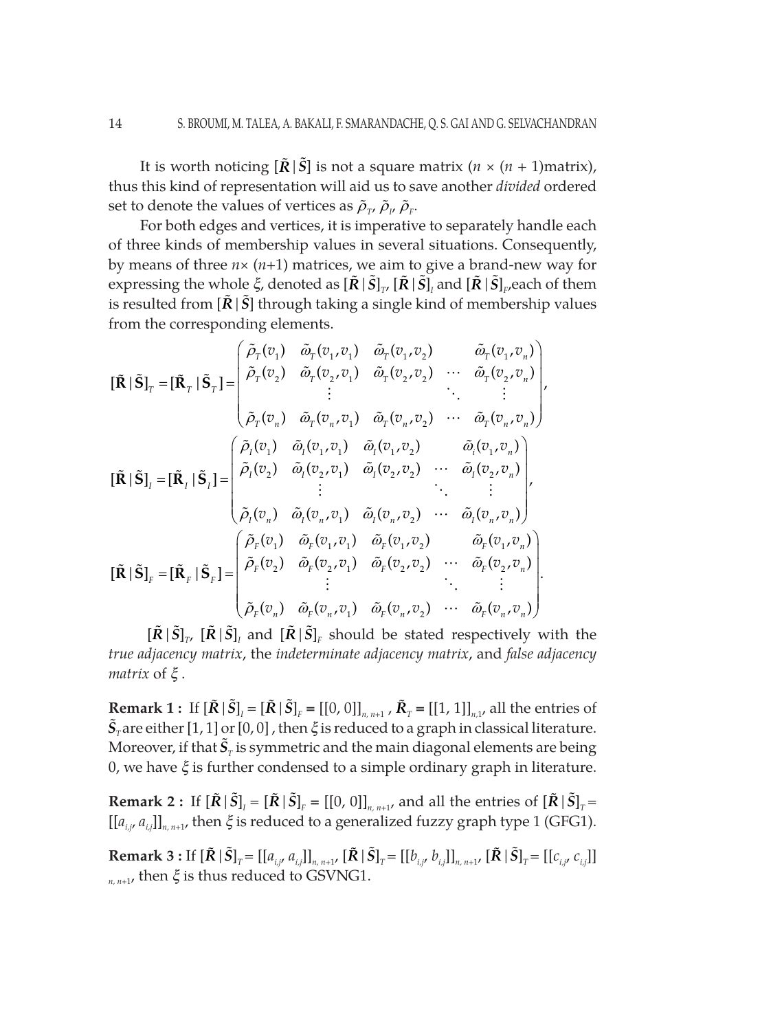It is worth noticing $[\tilde{R} \mid \tilde{S}]$ is not a square matrix ($n \times (n+1)$matrix), thus this kind of representation will aid us to save another *divided* ordered set to denote the values of vertices as $\tilde{\rho}_T$, $\tilde{\rho}_I$, $\tilde{\rho}_F$.

For both edges and vertices, it is imperative to separately handle each of three kinds of membership values in several situations. Consequently, by means of three $n\times(n+1)$ matrices, we aim to give a brand-new way for expressing the whole $\xi$, denoted as $[\tilde{R} \mid \tilde{S}]_T$, $[\tilde{R} \mid \tilde{S}]_I$ and $[\tilde{R} \mid \tilde{S}]_F$,each of them is resulted from $[\tilde{R} \mid \tilde{S}]$ through taking a single kind of membership values from the corresponding elements.

$$[\tilde{\mathbf{R}} \mid \tilde{\mathbf{S}}]_T = [\tilde{\mathbf{R}}_T \mid \tilde{\mathbf{S}}_T] = \begin{pmatrix} \tilde{\rho}_T(v_1) & \tilde{\omega}_T(v_1,v_1) & \tilde{\omega}_T(v_1,v_2) & & \tilde{\omega}_T(v_1,v_n) \\ \tilde{\rho}_T(v_2) & \tilde{\omega}_T(v_2,v_1) & \tilde{\omega}_T(v_2,v_2) & \cdots & \tilde{\omega}_T(v_2,v_n) \\ & \vdots & & \ddots & \vdots \\ \tilde{\rho}_T(v_n) & \tilde{\omega}_T(v_n,v_1) & \tilde{\omega}_T(v_n,v_2) & \cdots & \tilde{\omega}_T(v_n,v_n) \end{pmatrix},$$

$$[\tilde{\mathbf{R}} \mid \tilde{\mathbf{S}}]_I = [\tilde{\mathbf{R}}_I \mid \tilde{\mathbf{S}}_I] = \begin{pmatrix} \tilde{\rho}_I(v_1) & \tilde{\omega}_I(v_1,v_1) & \tilde{\omega}_I(v_1,v_2) & & \tilde{\omega}_i(v_1,v_n) \\ \tilde{\rho}_I(v_2) & \tilde{\omega}_I(v_2,v_1) & \tilde{\omega}_I(v_2,v_2) & \cdots & \tilde{\omega}_I(v_2,v_n) \\ & \vdots & & \ddots & \vdots \\ \tilde{\rho}_I(v_n) & \tilde{\omega}_I(v_n,v_1) & \tilde{\omega}_I(v_n,v_2) & \cdots & \tilde{\omega}_I(v_n,v_n) \end{pmatrix},$$

$$[\tilde{\mathbf{R}} \mid \tilde{\mathbf{S}}]_F = [\tilde{\mathbf{R}}_F \mid \tilde{\mathbf{S}}_F] = \begin{pmatrix} \tilde{\rho}_F(v_1) & \tilde{\omega}_F(v_1,v_1) & \tilde{\omega}_F(v_1,v_2) & & \tilde{\omega}_F(v_1,v_n) \\ \tilde{\rho}_F(v_2) & \tilde{\omega}_F(v_2,v_1) & \tilde{\omega}_F(v_2,v_2) & \cdots & \tilde{\omega}_F(v_2,v_n) \\ & \vdots & & \ddots & \vdots \\ \tilde{\rho}_F(v_n) & \tilde{\omega}_F(v_n,v_1) & \tilde{\omega}_F(v_n,v_2) & \cdots & \tilde{\omega}_F(v_n,v_n) \end{pmatrix}.$$

$[\tilde{R} \mid \tilde{S}]_T$, $[\tilde{R} \mid \tilde{S}]_I$ and $[\tilde{R} \mid \tilde{S}]_F$ should be stated respectively with the *true adjacency matrix*, the *indeterminate adjacency matrix*, and *false adjacency matrix* of $\xi$ .

**Remark 1 :** If $[\tilde{R} \mid \tilde{S}]_I = [\tilde{R} \mid \tilde{S}]_F = [[0, 0]]_{n, n+1}$ , $\tilde{R}_T = [[1, 1]]_{n,1}$, all the entries of $\tilde{S}_T$ are either $[1, 1]$ or $[0, 0]$ , then $\xi$ is reduced to a graph in classical literature. Moreover, if that $\tilde{S}_T$ is symmetric and the main diagonal elements are being 0, we have $\xi$ is further condensed to a simple ordinary graph in literature.

**Remark 2 :** If $[\tilde{R} \mid \tilde{S}]_I = [\tilde{R} \mid \tilde{S}]_F = [[0, 0]]_{n, n+1}$, and all the entries of $[\tilde{R} \mid \tilde{S}]_T = [[a_{i,j}, a_{i,j}]]_{n, n+1}$, then $\xi$ is reduced to a generalized fuzzy graph type 1 (GFG1).

**Remark 3 :** If $[\tilde{R} \mid \tilde{S}]_T = [[a_{i,j}, a_{i,j}]]_{n, n+1}$, $[\tilde{R} \mid \tilde{S}]_T = [[b_{i,j}, b_{i,j}]]_{n, n+1}$, $[\tilde{R} \mid \tilde{S}]_T = [[c_{i,j}, c_{i,j}]]_{n, n+1}$, then $\xi$ is thus reduced to GSVNG1.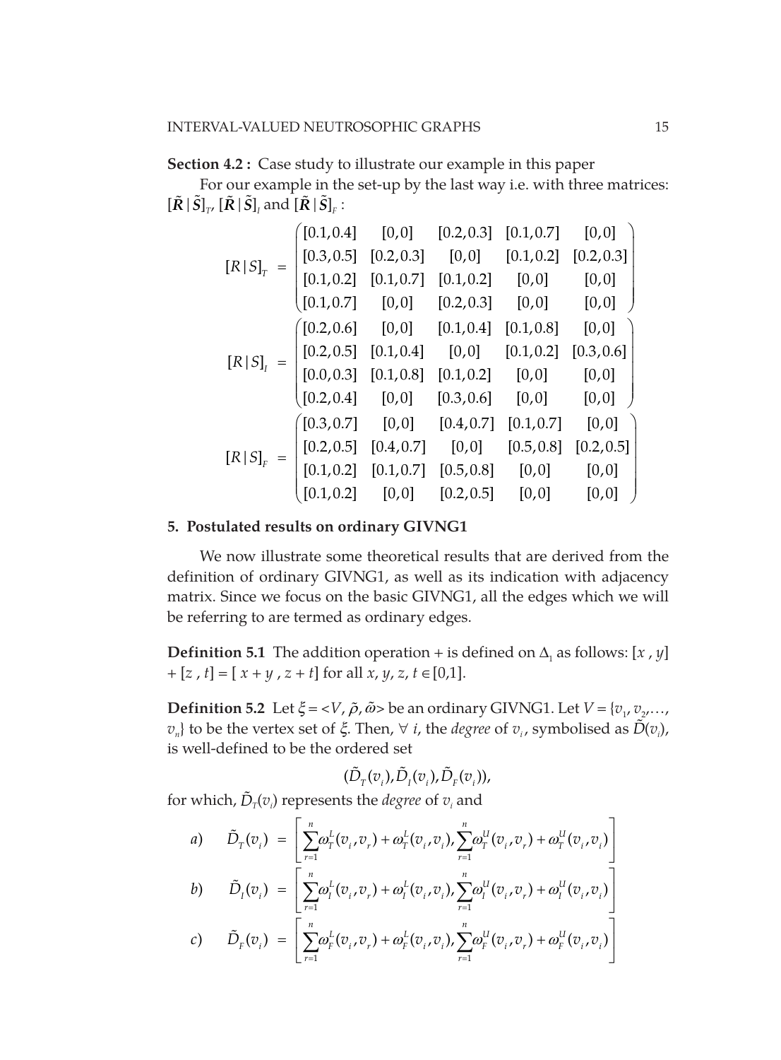**Section 4.2 :** Case study to illustrate our example in this paper

For our example in the set-up by the last way i.e. with three matrices: $[\tilde{\boldsymbol{R}}\,|\,\tilde{\boldsymbol{S}}]_T$, $[\tilde{\boldsymbol{R}}\,|\,\tilde{\boldsymbol{S}}]_I$ and $[\tilde{\boldsymbol{R}}\,|\,\tilde{\boldsymbol{S}}]_F$ :

$$[R\,|\,S]_T = \begin{pmatrix} [0.1,0.4] & [0,0] & [0.2,0.3] & [0.1,0.7] & [0,0] \\ [0.3,0.5] & [0.2,0.3] & [0,0] & [0.1,0.2] & [0.2,0.3] \\ [0.1,0.2] & [0.1,0.7] & [0.1,0.2] & [0,0] & [0,0] \\ [0.1,0.7] & [0,0] & [0.2,0.3] & [0,0] & [0,0] \end{pmatrix}$$

$$[R\,|\,S]_I = \begin{pmatrix} [0.2,0.6] & [0,0] & [0.1,0.4] & [0.1,0.8] & [0,0] \\ [0.2,0.5] & [0.1,0.4] & [0,0] & [0.1,0.2] & [0.3,0.6] \\ [0.0,0.3] & [0.1,0.8] & [0.1,0.2] & [0,0] & [0,0] \\ [0.2,0.4] & [0,0] & [0.3,0.6] & [0,0] & [0,0] \end{pmatrix}$$

$$[R\,|\,S]_F = \begin{pmatrix} [0.3,0.7] & [0,0] & [0.4,0.7] & [0.1,0.7] & [0,0] \\ [0.2,0.5] & [0.4,0.7] & [0,0] & [0.5,0.8] & [0.2,0.5] \\ [0.1,0.2] & [0.1,0.7] & [0.5,0.8] & [0,0] & [0,0] \\ [0.1,0.2] & [0,0] & [0.2,0.5] & [0,0] & [0,0] \end{pmatrix}$$

## 5. Postulated results on ordinary GIVNG1

We now illustrate some theoretical results that are derived from the definition of ordinary GIVNG1, as well as its indication with adjacency matrix. Since we focus on the basic GIVNG1, all the edges which we will be referring to are termed as ordinary edges.

**Definition 5.1** The addition operation + is defined on $\Delta_1$ as follows: $[x\,,y] + [z\,,t] = [\,x+y\,,z+t]$ for all $x, y, z, t \in [0,1]$.

**Definition 5.2** Let $\xi = \langle V, \tilde{\rho}, \tilde{\omega}\rangle$ be an ordinary GIVNG1. Let $V = \{v_1, v_2, \ldots, v_n\}$ to be the vertex set of $\xi$. Then, $\forall\ i$, the *degree* of $v_i$, symbolised as $\tilde{D}(v_i)$, is well-defined to be the ordered set

$$(\tilde{D}_T(v_i), \tilde{D}_I(v_i), \tilde{D}_F(v_i)),$$

for which, $\tilde{D}_T(v_i)$ represents the *degree* of $v_i$ and

$$a)\quad \tilde{D}_T(v_i) = \left[\sum_{r=1}^{n}\omega_T^L(v_i,v_r) + \omega_T^L(v_i,v_i), \sum_{r=1}^{n}\omega_T^U(v_i,v_r) + \omega_T^U(v_i,v_i)\right]$$

$$b)\quad \tilde{D}_I(v_i) = \left[\sum_{r=1}^{n}\omega_I^L(v_i,v_r) + \omega_I^L(v_i,v_i), \sum_{r=1}^{n}\omega_I^U(v_i,v_r) + \omega_I^U(v_i,v_i)\right]$$

$$c)\quad \tilde{D}_F(v_i) = \left[\sum_{r=1}^{n}\omega_F^L(v_i,v_r) + \omega_F^L(v_i,v_i), \sum_{r=1}^{n}\omega_F^U(v_i,v_r) + \omega_F^U(v_i,v_i)\right]$$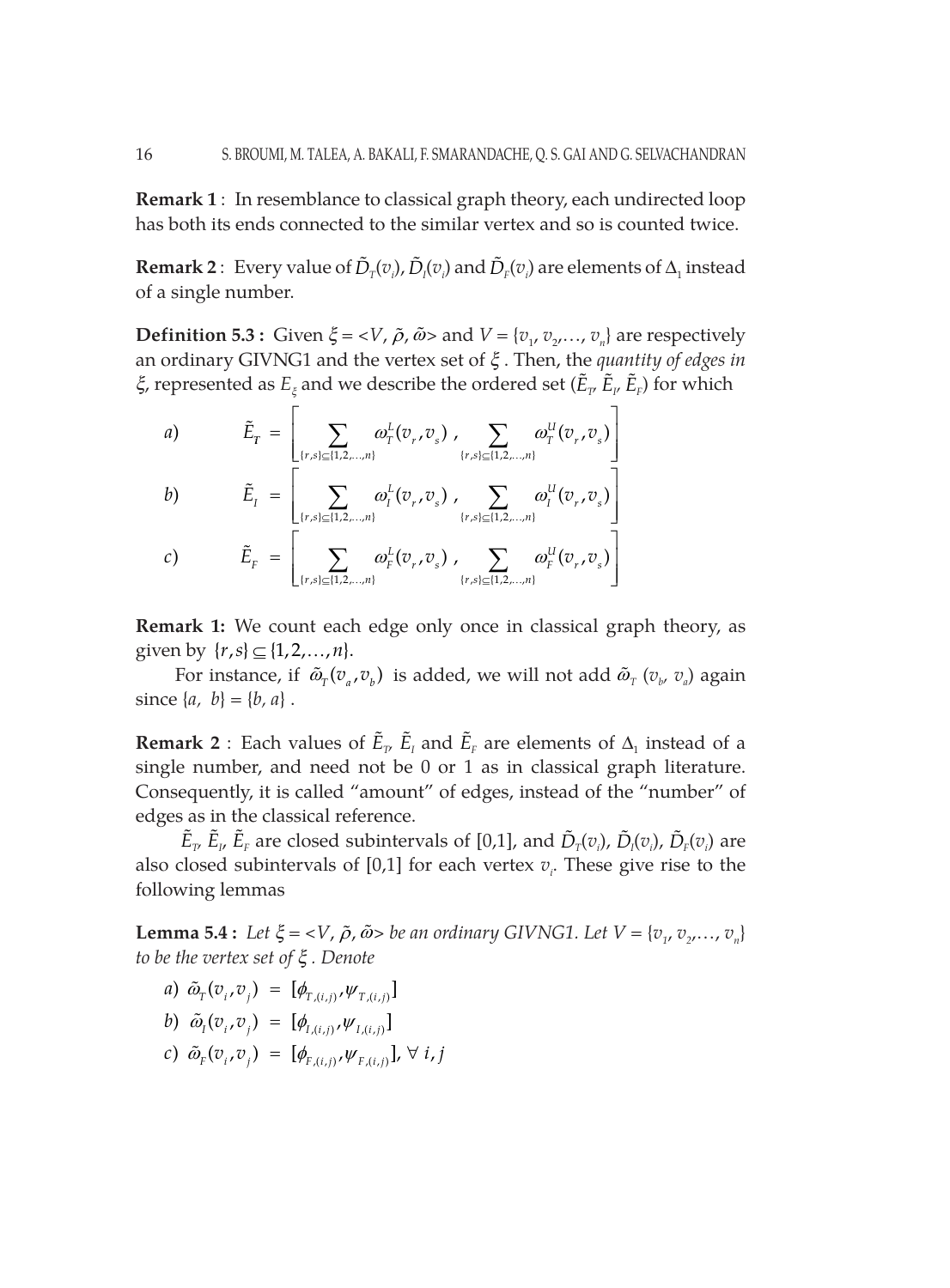**Remark 1** : In resemblance to classical graph theory, each undirected loop has both its ends connected to the similar vertex and so is counted twice.

**Remark 2** : Every value of $\tilde{D}_T(v_i)$, $\tilde{D}_I(v_i)$ and $\tilde{D}_F(v_i)$ are elements of $\Delta_1$ instead of a single number.

**Definition 5.3 :** Given $\xi = <V, \tilde{\rho}, \tilde{\omega}>$ and $V = \{v_1, v_2, \ldots, v_n\}$ are respectively an ordinary GIVNG1 and the vertex set of $\xi$ . Then, the *quantity of edges in* $\xi$, represented as $E_\xi$ and we describe the ordered set ($\tilde{E}_T$, $\tilde{E}_I$, $\tilde{E}_F$) for which

$$a) \qquad \tilde{E}_T = \left[ \sum_{\{r,s\}\subseteq\{1,2,\ldots,n\}} \omega_T^L(v_r, v_s) \ , \sum_{\{r,s\}\subseteq\{1,2,\ldots,n\}} \omega_T^U(v_r, v_s) \right]$$

$$b) \qquad \tilde{E}_I = \left[ \sum_{\{r,s\}\subseteq\{1,2,\ldots,n\}} \omega_I^L(v_r, v_s) \ , \sum_{\{r,s\}\subseteq\{1,2,\ldots,n\}} \omega_I^U(v_r, v_s) \right]$$

$$c) \qquad \tilde{E}_F = \left[ \sum_{\{r,s\}\subseteq\{1,2,\ldots,n\}} \omega_F^L(v_r, v_s) \ , \sum_{\{r,s\}\subseteq\{1,2,\ldots,n\}} \omega_F^U(v_r, v_s) \right]$$

**Remark 1:** We count each edge only once in classical graph theory, as given by $\{r, s\} \subseteq \{1, 2, \ldots, n\}$.

For instance, if $\tilde{\omega}_T(v_a, v_b)$ is added, we will not add $\tilde{\omega}_T(v_b, v_a)$ again since $\{a, b\} = \{b, a\}$ .

**Remark 2** : Each values of $\tilde{E}_T$, $\tilde{E}_I$ and $\tilde{E}_F$ are elements of $\Delta_1$ instead of a single number, and need not be 0 or 1 as in classical graph literature. Consequently, it is called "amount" of edges, instead of the "number" of edges as in the classical reference.

$\tilde{E}_T$, $\tilde{E}_I$, $\tilde{E}_F$ are closed subintervals of [0,1], and $\tilde{D}_T(v_i)$, $\tilde{D}_I(v_i)$, $\tilde{D}_F(v_i)$ are also closed subintervals of [0,1] for each vertex $v_i$. These give rise to the following lemmas

**Lemma 5.4 :** *Let $\xi = <V, \tilde{\rho}, \tilde{\omega}>$ be an ordinary GIVNG1. Let $V = \{v_1, v_2, \ldots, v_n\}$ to be the vertex set of $\xi$ . Denote*

*a)* $\tilde{\omega}_T(v_i, v_j) = [\phi_{T,(i,j)}, \psi_{T,(i,j)}]$

*b)* $\tilde{\omega}_I(v_i, v_j) = [\phi_{I,(i,j)}, \psi_{I,(i,j)}]$

*c)* $\tilde{\omega}_F(v_i, v_j) = [\phi_{F,(i,j)}, \psi_{F,(i,j)}]$, $\forall\ i, j$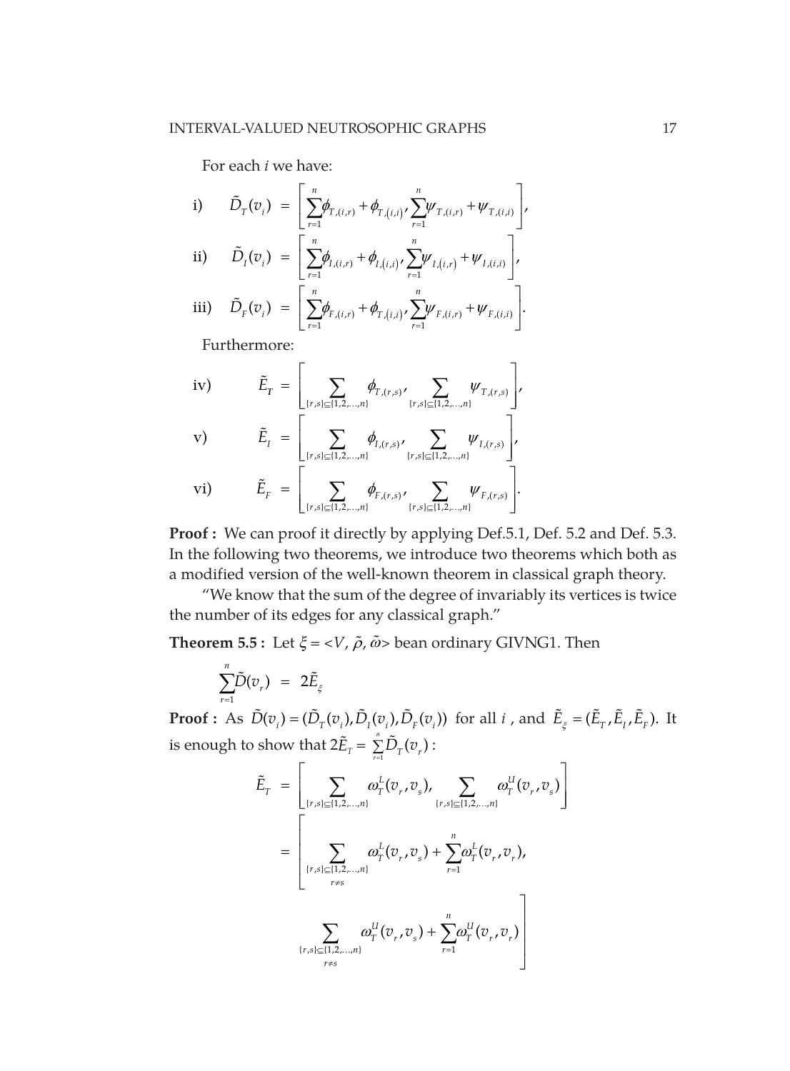For each $i$ we have:

i) $\tilde{D}_T(v_i) = \left[ \sum_{r=1}^{n} \phi_{T,(i,r)} + \phi_{T,(i,i)}, \sum_{r=1}^{n} \psi_{T,(i,r)} + \psi_{T,(i,i)} \right],$

ii) $\tilde{D}_I(v_i) = \left[ \sum_{r=1}^{n} \phi_{I,(i,r)} + \phi_{I,(i,i)}, \sum_{r=1}^{n} \psi_{I,(i,r)} + \psi_{I,(i,i)} \right],$

iii) $\tilde{D}_F(v_i) = \left[ \sum_{r=1}^{n} \phi_{F,(i,r)} + \phi_{T,(i,i)}, \sum_{r=1}^{n} \psi_{F,(i,r)} + \psi_{F,(i,i)} \right].$

Furthermore:

iv) $\tilde{E}_T = \left[ \sum_{\{r,s\} \subseteq \{1,2,\ldots,n\}} \phi_{T,(r,s)}, \sum_{\{r,s\} \subseteq \{1,2,\ldots,n\}} \psi_{T,(r,s)} \right],$

v) $\tilde{E}_I = \left[ \sum_{\{r,s\} \subseteq \{1,2,\ldots,n\}} \phi_{I,(r,s)}, \sum_{\{r,s\} \subseteq \{1,2,\ldots,n\}} \psi_{I,(r,s)} \right],$

vi) $\tilde{E}_F = \left[ \sum_{\{r,s\} \subseteq \{1,2,\ldots,n\}} \phi_{F,(r,s)}, \sum_{\{r,s\} \subseteq \{1,2,\ldots,n\}} \psi_{F,(r,s)} \right].$

**Proof :** We can proof it directly by applying Def.5.1, Def. 5.2 and Def. 5.3. In the following two theorems, we introduce two theorems which both as a modified version of the well-known theorem in classical graph theory.

"We know that the sum of the degree of invariably its vertices is twice the number of its edges for any classical graph."

**Theorem 5.5 :** Let $\xi = <V, \tilde{\rho}, \tilde{\omega}>$ bean ordinary GIVNG1. Then

$$\sum_{r=1}^{n} \tilde{D}(v_r) = 2\tilde{E}_{\xi}$$

**Proof :** As $\tilde{D}(v_i) = (\tilde{D}_T(v_i), \tilde{D}_I(v_i), \tilde{D}_F(v_i))$ for all $i$, and $\tilde{E}_{\xi} = (\tilde{E}_T, \tilde{E}_I, \tilde{E}_F)$. It is enough to show that $2\tilde{E}_T = \sum_{r=1}^{n} \tilde{D}_T(v_r)$:

$$\tilde{E}_T = \left[ \sum_{\{r,s\} \subseteq \{1,2,\ldots,n\}} \omega_T^L(v_r, v_s), \sum_{\{r,s\} \subseteq \{1,2,\ldots,n\}} \omega_T^U(v_r, v_s) \right]$$

$$= \left[ \sum_{\substack{\{r,s\} \subseteq \{1,2,\ldots,n\} \\ r \neq s}} \omega_T^L(v_r, v_s) + \sum_{r=1}^{n} \omega_T^L(v_r, v_r), \right.$$

$$\left. \sum_{\substack{\{r,s\} \subseteq \{1,2,\ldots,n\} \\ r \neq s}} \omega_T^U(v_r, v_s) + \sum_{r=1}^{n} \omega_T^U(v_r, v_r) \right]$$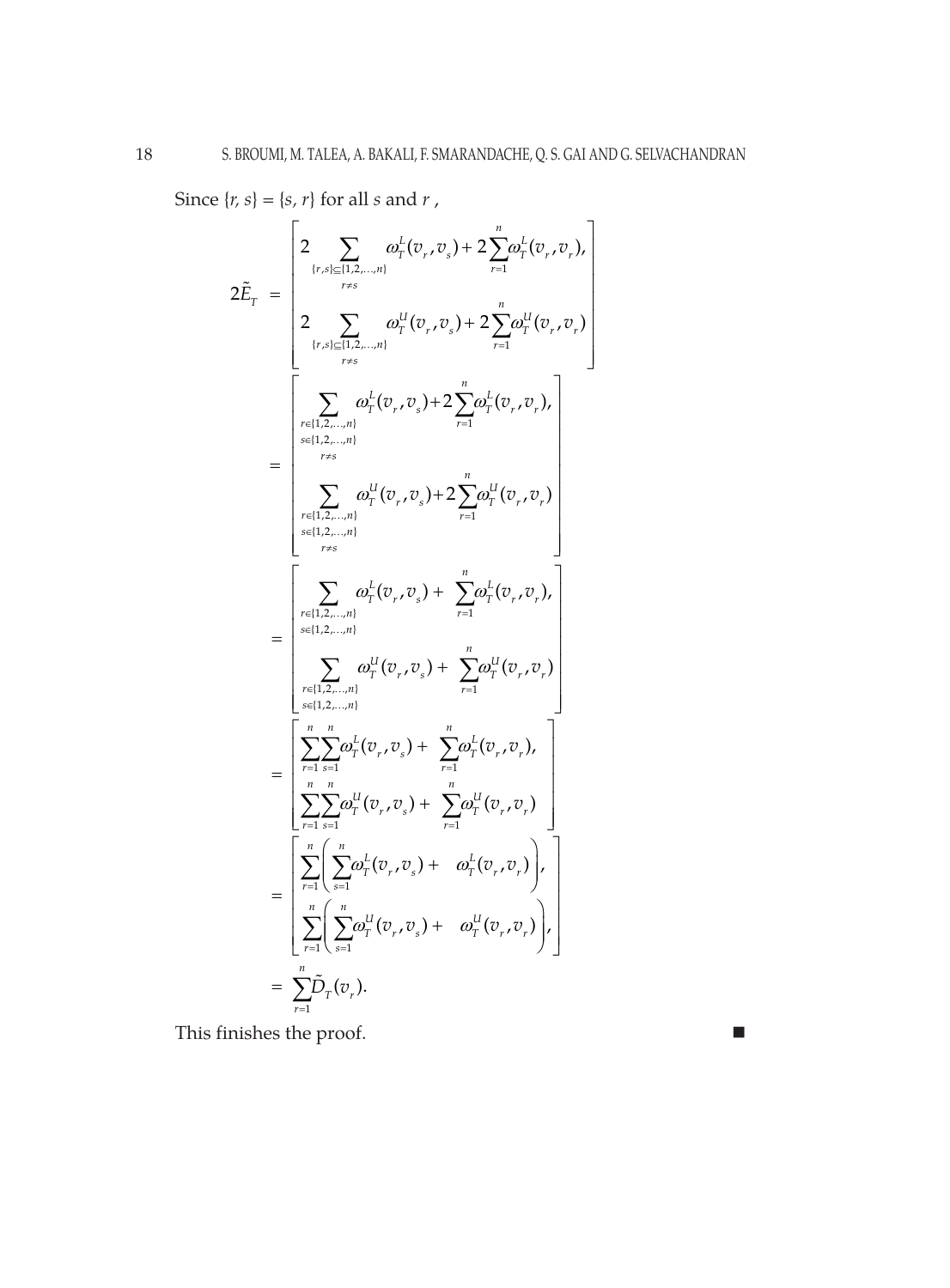Since $\{r, s\} = \{s, r\}$ for all $s$ and $r$ ,

$$
\begin{aligned}
2\tilde{E}_T &= \begin{bmatrix} 2\displaystyle\sum_{\substack{\{r,s\}\subseteq\{1,2,\ldots,n\}\\ r\neq s}} \omega_T^L(v_r, v_s) + 2\sum_{r=1}^{n}\omega_T^L(v_r, v_r), \\ 2\displaystyle\sum_{\substack{\{r,s\}\subseteq\{1,2,\ldots,n\}\\ r\neq s}} \omega_T^U(v_r, v_s) + 2\sum_{r=1}^{n}\omega_T^U(v_r, v_r) \end{bmatrix} \\
&= \begin{bmatrix} \displaystyle\sum_{\substack{r\in\{1,2,\ldots,n\}\\ s\in\{1,2,\ldots,n\}\\ r\neq s}} \omega_T^L(v_r, v_s) + 2\sum_{r=1}^{n}\omega_T^L(v_r, v_r), \\ \displaystyle\sum_{\substack{r\in\{1,2,\ldots,n\}\\ s\in\{1,2,\ldots,n\}\\ r\neq s}} \omega_T^U(v_r, v_s) + 2\sum_{r=1}^{n}\omega_T^U(v_r, v_r) \end{bmatrix} \\
&= \begin{bmatrix} \displaystyle\sum_{\substack{r\in\{1,2,\ldots,n\}\\ s\in\{1,2,\ldots,n\}}} \omega_T^L(v_r, v_s) + \sum_{r=1}^{n}\omega_T^L(v_r, v_r), \\ \displaystyle\sum_{\substack{r\in\{1,2,\ldots,n\}\\ s\in\{1,2,\ldots,n\}}} \omega_T^U(v_r, v_s) + \sum_{r=1}^{n}\omega_T^U(v_r, v_r) \end{bmatrix} \\
&= \begin{bmatrix} \displaystyle\sum_{r=1}^{n}\sum_{s=1}^{n}\omega_T^L(v_r, v_s) + \sum_{r=1}^{n}\omega_T^L(v_r, v_r), \\ \displaystyle\sum_{r=1}^{n}\sum_{s=1}^{n}\omega_T^U(v_r, v_s) + \sum_{r=1}^{n}\omega_T^U(v_r, v_r) \end{bmatrix} \\
&= \begin{bmatrix} \displaystyle\sum_{r=1}^{n}\left(\sum_{s=1}^{n}\omega_T^L(v_r, v_s) + \omega_T^L(v_r, v_r)\right), \\ \displaystyle\sum_{r=1}^{n}\left(\sum_{s=1}^{n}\omega_T^U(v_r, v_s) + \omega_T^U(v_r, v_r)\right), \end{bmatrix} \\
&= \sum_{r=1}^{n}\tilde{D}_T(v_r).
\end{aligned}
$$

This finishes the proof. ■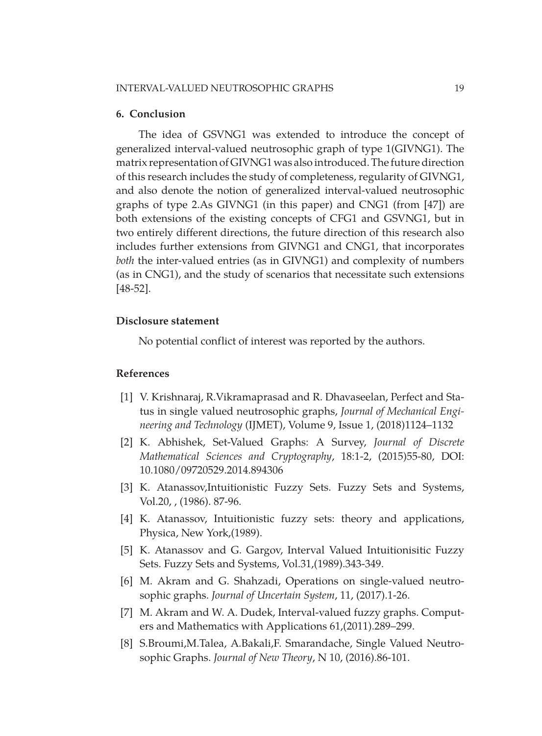## 6. Conclusion

The idea of GSVNG1 was extended to introduce the concept of generalized interval-valued neutrosophic graph of type 1(GIVNG1). The matrix representation of GIVNG1 was also introduced. The future direction of this research includes the study of completeness, regularity of GIVNG1, and also denote the notion of generalized interval-valued neutrosophic graphs of type 2.As GIVNG1 (in this paper) and CNG1 (from [47]) are both extensions of the existing concepts of CFG1 and GSVNG1, but in two entirely different directions, the future direction of this research also includes further extensions from GIVNG1 and CNG1, that incorporates *both* the inter-valued entries (as in GIVNG1) and complexity of numbers (as in CNG1), and the study of scenarios that necessitate such extensions [48-52].

### Disclosure statement

No potential conflict of interest was reported by the authors.

### References

[1] V. Krishnaraj, R.Vikramaprasad and R. Dhavaseelan, Perfect and Status in single valued neutrosophic graphs, *Journal of Mechanical Engineering and Technology* (IJMET), Volume 9, Issue 1, (2018)1124–1132

[2] K. Abhishek, Set-Valued Graphs: A Survey, *Journal of Discrete Mathematical Sciences and Cryptography*, 18:1-2, (2015)55-80, DOI: 10.1080/09720529.2014.894306

[3] K. Atanassov,Intuitionistic Fuzzy Sets. Fuzzy Sets and Systems, Vol.20, , (1986). 87-96.

[4] K. Atanassov, Intuitionistic fuzzy sets: theory and applications, Physica, New York,(1989).

[5] K. Atanassov and G. Gargov, Interval Valued Intuitionisitic Fuzzy Sets. Fuzzy Sets and Systems, Vol.31,(1989).343-349.

[6] M. Akram and G. Shahzadi, Operations on single-valued neutrosophic graphs. *Journal of Uncertain System*, 11, (2017).1-26.

[7] M. Akram and W. A. Dudek, Interval-valued fuzzy graphs. Computers and Mathematics with Applications 61,(2011).289–299.

[8] S.Broumi,M.Talea, A.Bakali,F. Smarandache, Single Valued Neutrosophic Graphs. *Journal of New Theory*, N 10, (2016).86-101.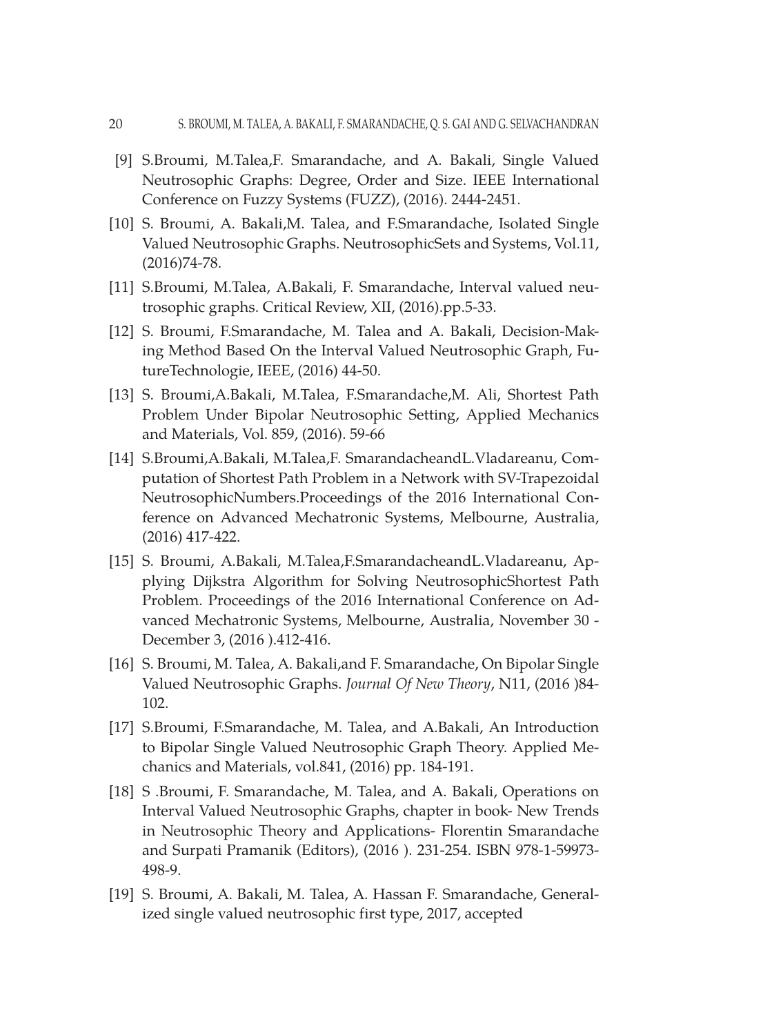[9] S.Broumi, M.Talea,F. Smarandache, and A. Bakali, Single Valued Neutrosophic Graphs: Degree, Order and Size. IEEE International Conference on Fuzzy Systems (FUZZ), (2016). 2444-2451.

[10] S. Broumi, A. Bakali,M. Talea, and F.Smarandache, Isolated Single Valued Neutrosophic Graphs. NeutrosophicSets and Systems, Vol.11, (2016)74-78.

[11] S.Broumi, M.Talea, A.Bakali, F. Smarandache, Interval valued neutrosophic graphs. Critical Review, XII, (2016).pp.5-33.

[12] S. Broumi, F.Smarandache, M. Talea and A. Bakali, Decision-Making Method Based On the Interval Valued Neutrosophic Graph, FutureTechnologie, IEEE, (2016) 44-50.

[13] S. Broumi,A.Bakali, M.Talea, F.Smarandache,M. Ali, Shortest Path Problem Under Bipolar Neutrosophic Setting, Applied Mechanics and Materials, Vol. 859, (2016). 59-66

[14] S.Broumi,A.Bakali, M.Talea,F. SmarandacheandL.Vladareanu, Computation of Shortest Path Problem in a Network with SV-Trapezoidal NeutrosophicNumbers.Proceedings of the 2016 International Conference on Advanced Mechatronic Systems, Melbourne, Australia, (2016) 417-422.

[15] S. Broumi, A.Bakali, M.Talea,F.SmarandacheandL.Vladareanu, Applying Dijkstra Algorithm for Solving NeutrosophicShortest Path Problem. Proceedings of the 2016 International Conference on Advanced Mechatronic Systems, Melbourne, Australia, November 30 - December 3, (2016 ).412-416.

[16] S. Broumi, M. Talea, A. Bakali,and F. Smarandache, On Bipolar Single Valued Neutrosophic Graphs. *Journal Of New Theory*, N11, (2016 )84-102.

[17] S.Broumi, F.Smarandache, M. Talea, and A.Bakali, An Introduction to Bipolar Single Valued Neutrosophic Graph Theory. Applied Mechanics and Materials, vol.841, (2016) pp. 184-191.

[18] S .Broumi, F. Smarandache, M. Talea, and A. Bakali, Operations on Interval Valued Neutrosophic Graphs, chapter in book- New Trends in Neutrosophic Theory and Applications- Florentin Smarandache and Surpati Pramanik (Editors), (2016 ). 231-254. ISBN 978-1-59973-498-9.

[19] S. Broumi, A. Bakali, M. Talea, A. Hassan F. Smarandache, Generalized single valued neutrosophic first type, 2017, accepted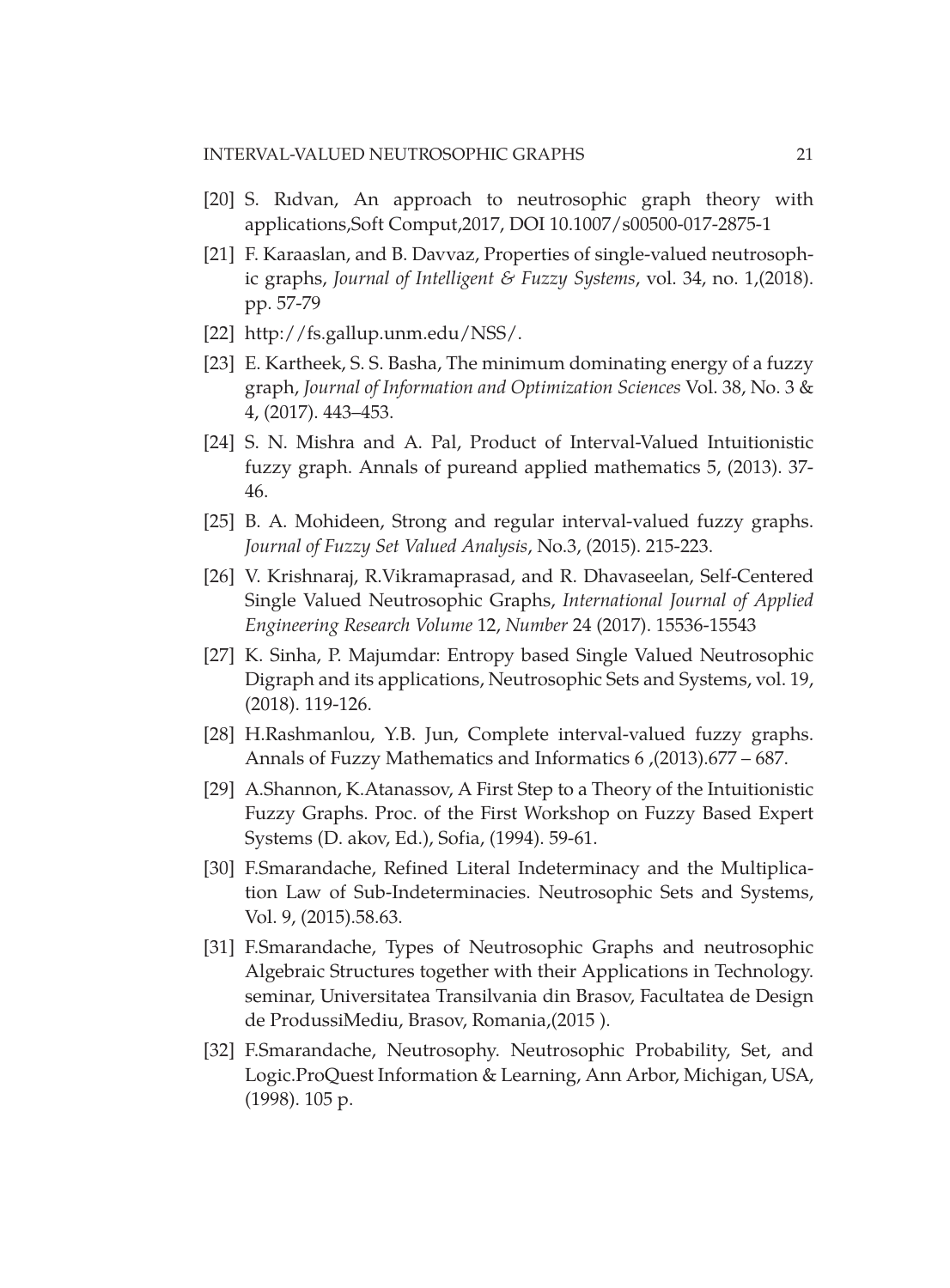[20] S. Rıdvan, An approach to neutrosophic graph theory with applications,Soft Comput,2017, DOI 10.1007/s00500-017-2875-1

[21] F. Karaaslan, and B. Davvaz, Properties of single-valued neutrosophic graphs, *Journal of Intelligent & Fuzzy Systems*, vol. 34, no. 1,(2018). pp. 57-79

[22] http://fs.gallup.unm.edu/NSS/.

[23] E. Kartheek, S. S. Basha, The minimum dominating energy of a fuzzy graph, *Journal of Information and Optimization Sciences* Vol. 38, No. 3 & 4, (2017). 443–453.

[24] S. N. Mishra and A. Pal, Product of Interval-Valued Intuitionistic fuzzy graph. Annals of pureand applied mathematics 5, (2013). 37-46.

[25] B. A. Mohideen, Strong and regular interval-valued fuzzy graphs. *Journal of Fuzzy Set Valued Analysis*, No.3, (2015). 215-223.

[26] V. Krishnaraj, R.Vikramaprasad, and R. Dhavaseelan, Self-Centered Single Valued Neutrosophic Graphs, *International Journal of Applied Engineering Research Volume* 12, *Number* 24 (2017). 15536-15543

[27] K. Sinha, P. Majumdar: Entropy based Single Valued Neutrosophic Digraph and its applications, Neutrosophic Sets and Systems, vol. 19, (2018). 119-126.

[28] H.Rashmanlou, Y.B. Jun, Complete interval-valued fuzzy graphs. Annals of Fuzzy Mathematics and Informatics 6 ,(2013).677 – 687.

[29] A.Shannon, K.Atanassov, A First Step to a Theory of the Intuitionistic Fuzzy Graphs. Proc. of the First Workshop on Fuzzy Based Expert Systems (D. akov, Ed.), Sofia, (1994). 59-61.

[30] F.Smarandache, Refined Literal Indeterminacy and the Multiplication Law of Sub-Indeterminacies. Neutrosophic Sets and Systems, Vol. 9, (2015).58.63.

[31] F.Smarandache, Types of Neutrosophic Graphs and neutrosophic Algebraic Structures together with their Applications in Technology. seminar, Universitatea Transilvania din Brasov, Facultatea de Design de ProdussiMediu, Brasov, Romania,(2015 ).

[32] F.Smarandache, Neutrosophy. Neutrosophic Probability, Set, and Logic.ProQuest Information & Learning, Ann Arbor, Michigan, USA, (1998). 105 p.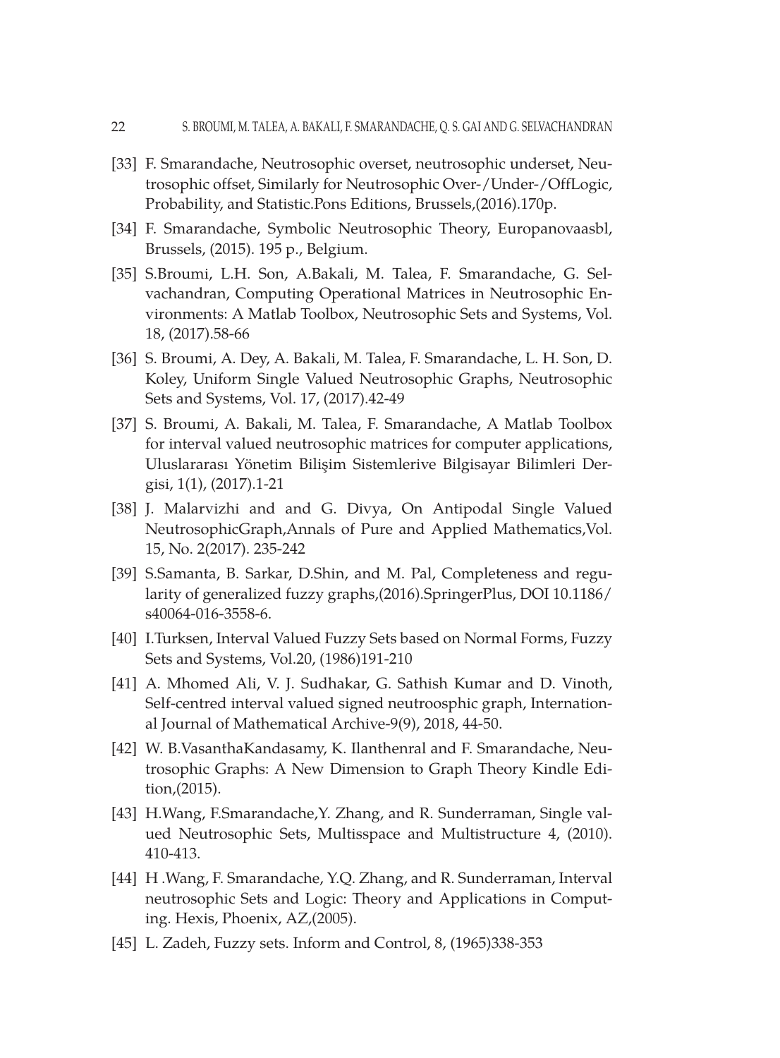[33] F. Smarandache, Neutrosophic overset, neutrosophic underset, Neutrosophic offset, Similarly for Neutrosophic Over-/Under-/OffLogic, Probability, and Statistic.Pons Editions, Brussels,(2016).170p.

[34] F. Smarandache, Symbolic Neutrosophic Theory, Europanovaasbl, Brussels, (2015). 195 p., Belgium.

[35] S.Broumi, L.H. Son, A.Bakali, M. Talea, F. Smarandache, G. Selvachandran, Computing Operational Matrices in Neutrosophic Environments: A Matlab Toolbox, Neutrosophic Sets and Systems, Vol. 18, (2017).58-66

[36] S. Broumi, A. Dey, A. Bakali, M. Talea, F. Smarandache, L. H. Son, D. Koley, Uniform Single Valued Neutrosophic Graphs, Neutrosophic Sets and Systems, Vol. 17, (2017).42-49

[37] S. Broumi, A. Bakali, M. Talea, F. Smarandache, A Matlab Toolbox for interval valued neutrosophic matrices for computer applications, Uluslararası Yönetim Bilişim Sistemlerive Bilgisayar Bilimleri Dergisi, 1(1), (2017).1-21

[38] J. Malarvizhi and and G. Divya, On Antipodal Single Valued NeutrosophicGraph,Annals of Pure and Applied Mathematics,Vol. 15, No. 2(2017). 235-242

[39] S.Samanta, B. Sarkar, D.Shin, and M. Pal, Completeness and regularity of generalized fuzzy graphs,(2016).SpringerPlus, DOI 10.1186/s40064-016-3558-6.

[40] I.Turksen, Interval Valued Fuzzy Sets based on Normal Forms, Fuzzy Sets and Systems, Vol.20, (1986)191-210

[41] A. Mhomed Ali, V. J. Sudhakar, G. Sathish Kumar and D. Vinoth, Self-centred interval valued signed neutroosphic graph, International Journal of Mathematical Archive-9(9), 2018, 44-50.

[42] W. B.VasanthaKandasamy, K. Ilanthenral and F. Smarandache, Neutrosophic Graphs: A New Dimension to Graph Theory Kindle Edition,(2015).

[43] H.Wang, F.Smarandache,Y. Zhang, and R. Sunderraman, Single valued Neutrosophic Sets, Multisspace and Multistructure 4, (2010). 410-413.

[44] H .Wang, F. Smarandache, Y.Q. Zhang, and R. Sunderraman, Interval neutrosophic Sets and Logic: Theory and Applications in Computing. Hexis, Phoenix, AZ,(2005).

[45] L. Zadeh, Fuzzy sets. Inform and Control, 8, (1965)338-353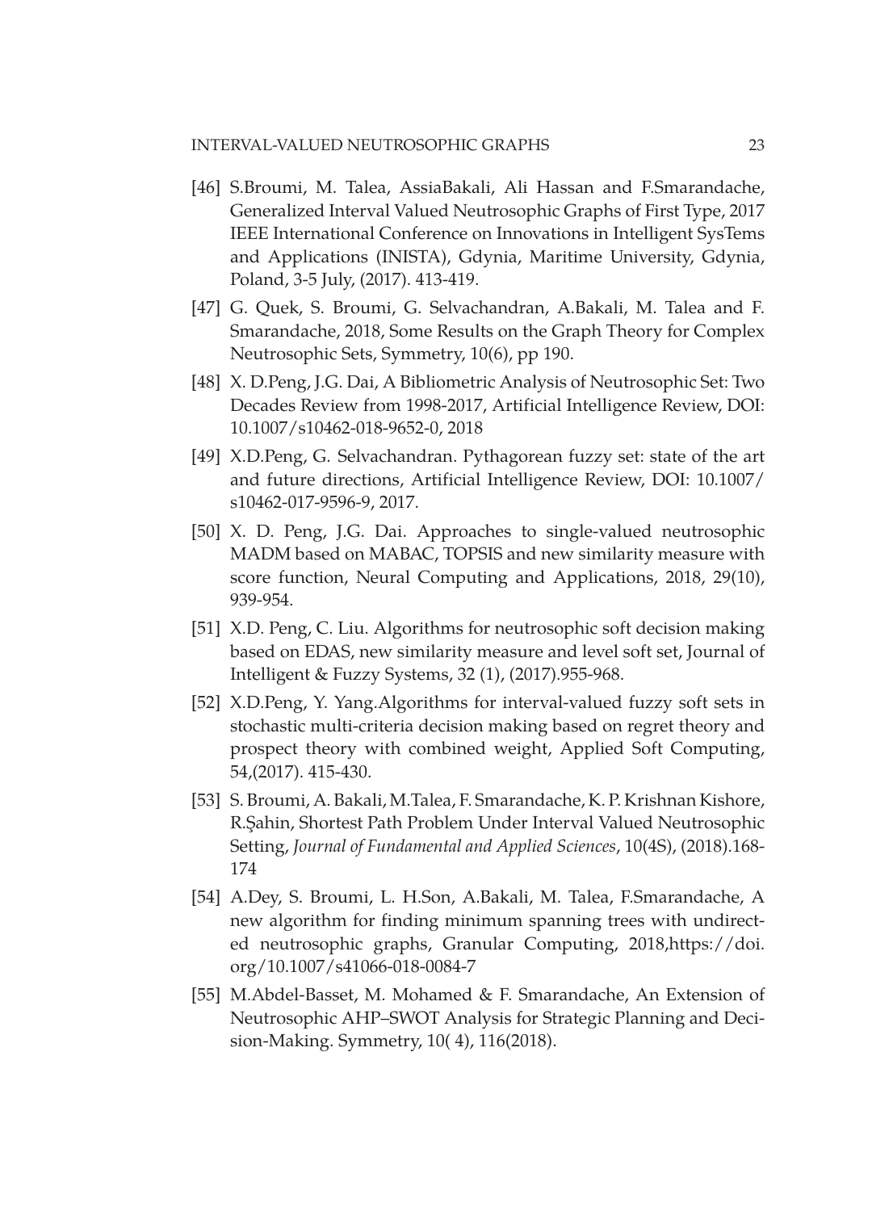[46] S.Broumi, M. Talea, AssiaBakali, Ali Hassan and F.Smarandache, Generalized Interval Valued Neutrosophic Graphs of First Type, 2017 IEEE International Conference on Innovations in Intelligent SysTems and Applications (INISTA), Gdynia, Maritime University, Gdynia, Poland, 3-5 July, (2017). 413-419.

[47] G. Quek, S. Broumi, G. Selvachandran, A.Bakali, M. Talea and F. Smarandache, 2018, Some Results on the Graph Theory for Complex Neutrosophic Sets, Symmetry, 10(6), pp 190.

[48] X. D.Peng, J.G. Dai, A Bibliometric Analysis of Neutrosophic Set: Two Decades Review from 1998-2017, Artificial Intelligence Review, DOI: 10.1007/s10462-018-9652-0, 2018

[49] X.D.Peng, G. Selvachandran. Pythagorean fuzzy set: state of the art and future directions, Artificial Intelligence Review, DOI: 10.1007/ s10462-017-9596-9, 2017.

[50] X. D. Peng, J.G. Dai. Approaches to single-valued neutrosophic MADM based on MABAC, TOPSIS and new similarity measure with score function, Neural Computing and Applications, 2018, 29(10), 939-954.

[51] X.D. Peng, C. Liu. Algorithms for neutrosophic soft decision making based on EDAS, new similarity measure and level soft set, Journal of Intelligent & Fuzzy Systems, 32 (1), (2017).955-968.

[52] X.D.Peng, Y. Yang.Algorithms for interval-valued fuzzy soft sets in stochastic multi-criteria decision making based on regret theory and prospect theory with combined weight, Applied Soft Computing, 54,(2017). 415-430.

[53] S. Broumi, A. Bakali, M.Talea, F. Smarandache, K. P. Krishnan Kishore, R.Şahin, Shortest Path Problem Under Interval Valued Neutrosophic Setting, *Journal of Fundamental and Applied Sciences*, 10(4S), (2018).168-174

[54] A.Dey, S. Broumi, L. H.Son, A.Bakali, M. Talea, F.Smarandache, A new algorithm for finding minimum spanning trees with undirected neutrosophic graphs, Granular Computing, 2018,https://doi.org/10.1007/s41066-018-0084-7

[55] M.Abdel-Basset, M. Mohamed & F. Smarandache, An Extension of Neutrosophic AHP–SWOT Analysis for Strategic Planning and Decision-Making. Symmetry, 10( 4), 116(2018).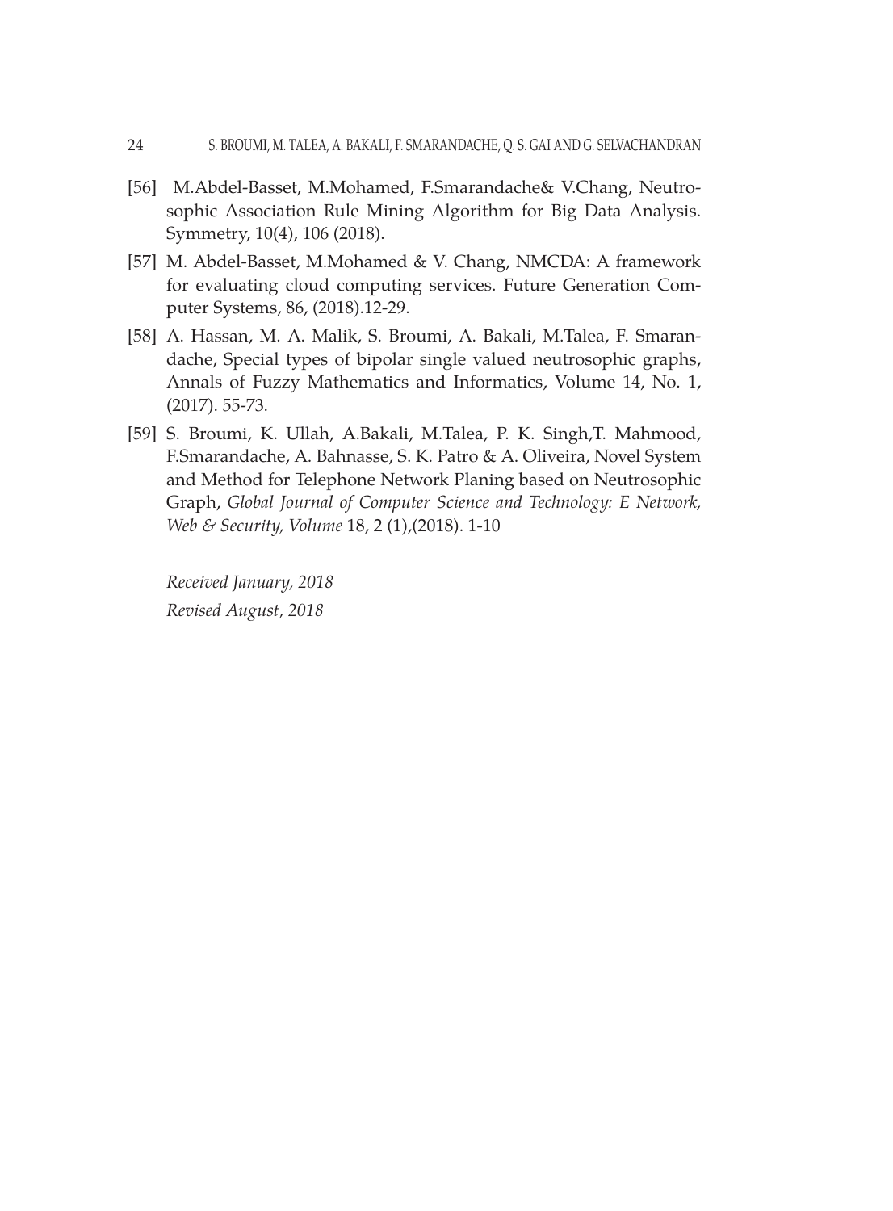[56] M.Abdel-Basset, M.Mohamed, F.Smarandache& V.Chang, Neutrosophic Association Rule Mining Algorithm for Big Data Analysis. Symmetry, 10(4), 106 (2018).

[57] M. Abdel-Basset, M.Mohamed & V. Chang, NMCDA: A framework for evaluating cloud computing services. Future Generation Computer Systems, 86, (2018).12-29.

[58] A. Hassan, M. A. Malik, S. Broumi, A. Bakali, M.Talea, F. Smarandache, Special types of bipolar single valued neutrosophic graphs, Annals of Fuzzy Mathematics and Informatics, Volume 14, No. 1, (2017). 55-73.

[59] S. Broumi, K. Ullah, A.Bakali, M.Talea, P. K. Singh,T. Mahmood, F.Smarandache, A. Bahnasse, S. K. Patro & A. Oliveira, Novel System and Method for Telephone Network Planing based on Neutrosophic Graph, *Global Journal of Computer Science and Technology: E Network, Web & Security, Volume* 18, 2 (1),(2018). 1-10

*Received January, 2018*

*Revised August, 2018*